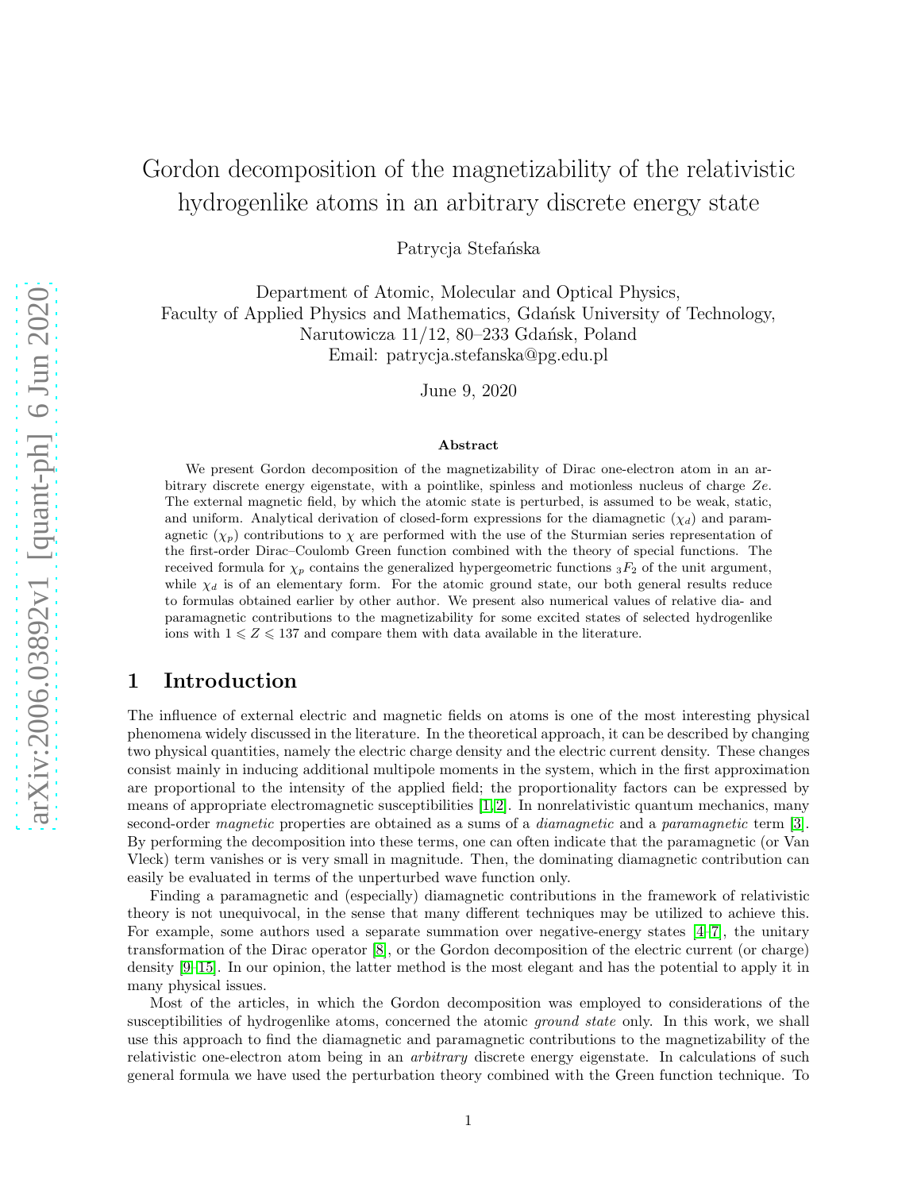# Gordon decomposition of the magnetizability of the relativistic hydrogenlike atoms in an arbitrary discrete energy state

Patrycja Stefańska

Department of Atomic, Molecular and Optical Physics,
Faculty of Applied Physics and Mathematics, Gdańsk University of Technology,
Narutowicza 11/12, 80–233 Gdańsk, Poland
Email: patrycja.stefanska@pg.edu.pl

June 9, 2020

### Abstract

We present Gordon decomposition of the magnetizability of Dirac one-electron atom in an arbitrary discrete energy eigenstate, with a pointlike, spinless and motionless nucleus of charge $Ze$. The external magnetic field, by which the atomic state is perturbed, is assumed to be weak, static, and uniform. Analytical derivation of closed-form expressions for the diamagnetic ($\chi_d$) and paramagnetic ($\chi_p$) contributions to $\chi$ are performed with the use of the Sturmian series representation of the first-order Dirac–Coulomb Green function combined with the theory of special functions. The received formula for $\chi_p$ contains the generalized hypergeometric functions ${}_3F_2$ of the unit argument, while $\chi_d$ is of an elementary form. For the atomic ground state, our both general results reduce to formulas obtained earlier by other author. We present also numerical values of relative dia- and paramagnetic contributions to the magnetizability for some excited states of selected hydrogenlike ions with $1 \leqslant Z \leqslant 137$ and compare them with data available in the literature.

## 1 Introduction

The influence of external electric and magnetic fields on atoms is one of the most interesting physical phenomena widely discussed in the literature. In the theoretical approach, it can be described by changing two physical quantities, namely the electric charge density and the electric current density. These changes consist mainly in inducing additional multipole moments in the system, which in the first approximation are proportional to the intensity of the applied field; the proportionality factors can be expressed by means of appropriate electromagnetic susceptibilities [1,2]. In nonrelativistic quantum mechanics, many second-order *magnetic* properties are obtained as a sums of a *diamagnetic* and a *paramagnetic* term [3]. By performing the decomposition into these terms, one can often indicate that the paramagnetic (or Van Vleck) term vanishes or is very small in magnitude. Then, the dominating diamagnetic contribution can easily be evaluated in terms of the unperturbed wave function only.

Finding a paramagnetic and (especially) diamagnetic contributions in the framework of relativistic theory is not unequivocal, in the sense that many different techniques may be utilized to achieve this. For example, some authors used a separate summation over negative-energy states [4–7], the unitary transformation of the Dirac operator [8], or the Gordon decomposition of the electric current (or charge) density [9–15]. In our opinion, the latter method is the most elegant and has the potential to apply it in many physical issues.

Most of the articles, in which the Gordon decomposition was employed to considerations of the susceptibilities of hydrogenlike atoms, concerned the atomic *ground state* only. In this work, we shall use this approach to find the diamagnetic and paramagnetic contributions to the magnetizability of the relativistic one-electron atom being in an *arbitrary* discrete energy eigenstate. In calculations of such general formula we have used the perturbation theory combined with the Green function technique. To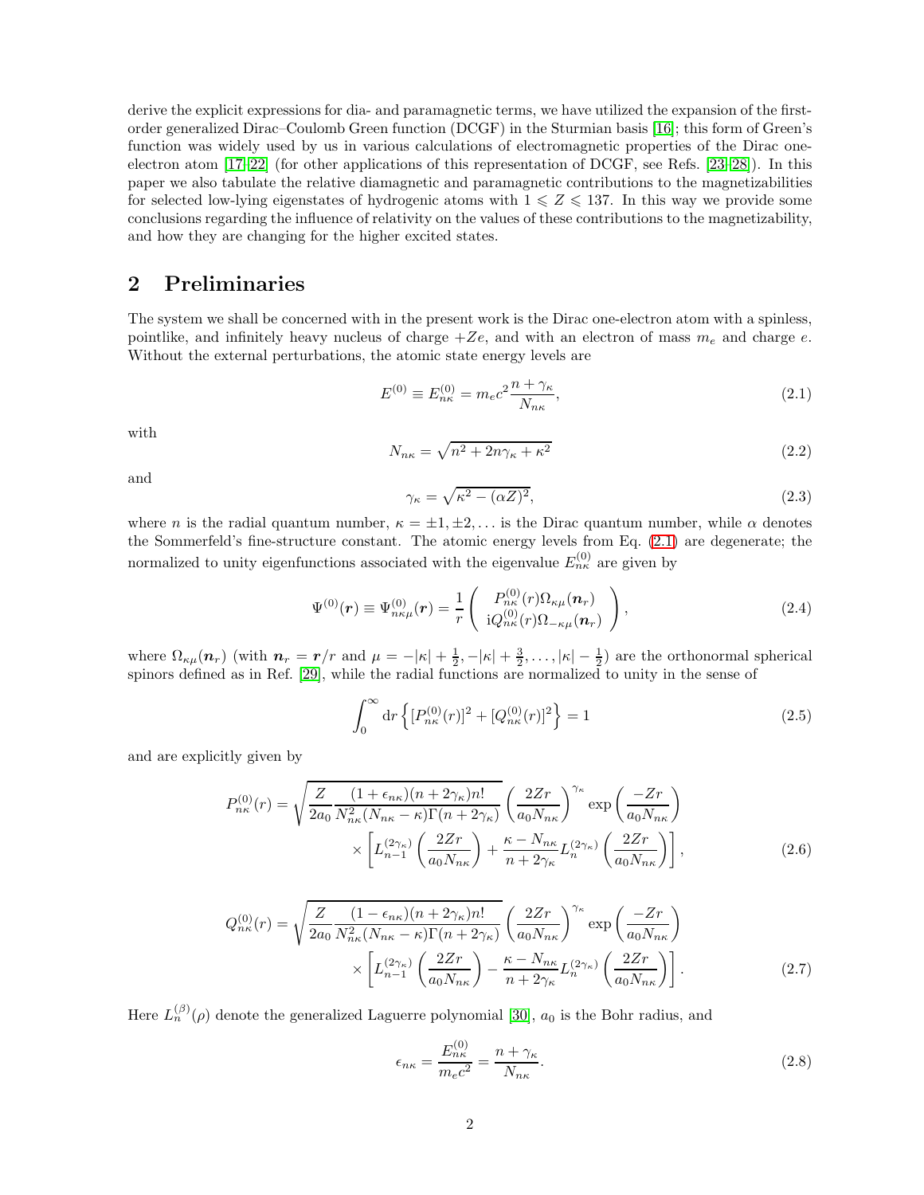derive the explicit expressions for dia- and paramagnetic terms, we have utilized the expansion of the first-order generalized Dirac–Coulomb Green function (DCGF) in the Sturmian basis [16]; this form of Green's function was widely used by us in various calculations of electromagnetic properties of the Dirac one-electron atom [17–22] (for other applications of this representation of DCGF, see Refs. [23–28]). In this paper we also tabulate the relative diamagnetic and paramagnetic contributions to the magnetizabilities for selected low-lying eigenstates of hydrogenic atoms with $1 \leqslant Z \leqslant 137$. In this way we provide some conclusions regarding the influence of relativity on the values of these contributions to the magnetizability, and how they are changing for the higher excited states.

## 2 Preliminaries

The system we shall be concerned with in the present work is the Dirac one-electron atom with a spinless, pointlike, and infinitely heavy nucleus of charge $+Ze$, and with an electron of mass $m_e$ and charge $e$. Without the external perturbations, the atomic state energy levels are

$$E^{(0)} \equiv E^{(0)}_{n\kappa} = m_e c^2 \frac{n+\gamma_\kappa}{N_{n\kappa}}, \tag{2.1}$$

with

$$N_{n\kappa} = \sqrt{n^2 + 2n\gamma_\kappa + \kappa^2} \tag{2.2}$$

and

$$\gamma_\kappa = \sqrt{\kappa^2 - (\alpha Z)^2}, \tag{2.3}$$

where $n$ is the radial quantum number, $\kappa = \pm 1, \pm 2, \ldots$ is the Dirac quantum number, while $\alpha$ denotes the Sommerfeld's fine-structure constant. The atomic energy levels from Eq. (2.1) are degenerate; the normalized to unity eigenfunctions associated with the eigenvalue $E^{(0)}_{n\kappa}$ are given by

$$\Psi^{(0)}(\boldsymbol{r}) \equiv \Psi^{(0)}_{n\kappa\mu}(\boldsymbol{r}) = \frac{1}{r} \begin{pmatrix} P^{(0)}_{n\kappa}(r)\Omega_{\kappa\mu}(\boldsymbol{n}_r) \\ \mathrm{i}Q^{(0)}_{n\kappa}(r)\Omega_{-\kappa\mu}(\boldsymbol{n}_r) \end{pmatrix}, \tag{2.4}$$

where $\Omega_{\kappa\mu}(\boldsymbol{n}_r)$ (with $\boldsymbol{n}_r = \boldsymbol{r}/r$ and $\mu = -|\kappa| + \frac{1}{2}, -|\kappa| + \frac{3}{2}, \ldots, |\kappa| - \frac{1}{2}$) are the orthonormal spherical spinors defined as in Ref. [29], while the radial functions are normalized to unity in the sense of

$$\int_0^\infty \mathrm{d}r \left\{ [P^{(0)}_{n\kappa}(r)]^2 + [Q^{(0)}_{n\kappa}(r)]^2 \right\} = 1 \tag{2.5}$$

and are explicitly given by

$$\begin{aligned} P^{(0)}_{n\kappa}(r) = {} & \sqrt{\frac{Z}{2a_0} \frac{(1+\epsilon_{n\kappa})(n+2\gamma_\kappa)n!}{N^2_{n\kappa}(N_{n\kappa}-\kappa)\Gamma(n+2\gamma_\kappa)}} \left(\frac{2Zr}{a_0 N_{n\kappa}}\right)^{\gamma_\kappa} \exp\left(\frac{-Zr}{a_0 N_{n\kappa}}\right) \\ & \times \left[ L^{(2\gamma_\kappa)}_{n-1}\left(\frac{2Zr}{a_0 N_{n\kappa}}\right) + \frac{\kappa - N_{n\kappa}}{n+2\gamma_\kappa} L^{(2\gamma_\kappa)}_{n}\left(\frac{2Zr}{a_0 N_{n\kappa}}\right) \right], \end{aligned} \tag{2.6}$$

$$\begin{aligned} Q^{(0)}_{n\kappa}(r) = {} & \sqrt{\frac{Z}{2a_0} \frac{(1-\epsilon_{n\kappa})(n+2\gamma_\kappa)n!}{N^2_{n\kappa}(N_{n\kappa}-\kappa)\Gamma(n+2\gamma_\kappa)}} \left(\frac{2Zr}{a_0 N_{n\kappa}}\right)^{\gamma_\kappa} \exp\left(\frac{-Zr}{a_0 N_{n\kappa}}\right) \\ & \times \left[ L^{(2\gamma_\kappa)}_{n-1}\left(\frac{2Zr}{a_0 N_{n\kappa}}\right) - \frac{\kappa - N_{n\kappa}}{n+2\gamma_\kappa} L^{(2\gamma_\kappa)}_{n}\left(\frac{2Zr}{a_0 N_{n\kappa}}\right) \right]. \end{aligned} \tag{2.7}$$

Here $L^{(\beta)}_n(\rho)$ denote the generalized Laguerre polynomial [30], $a_0$ is the Bohr radius, and

$$\epsilon_{n\kappa} = \frac{E^{(0)}_{n\kappa}}{m_e c^2} = \frac{n+\gamma_\kappa}{N_{n\kappa}}. \tag{2.8}$$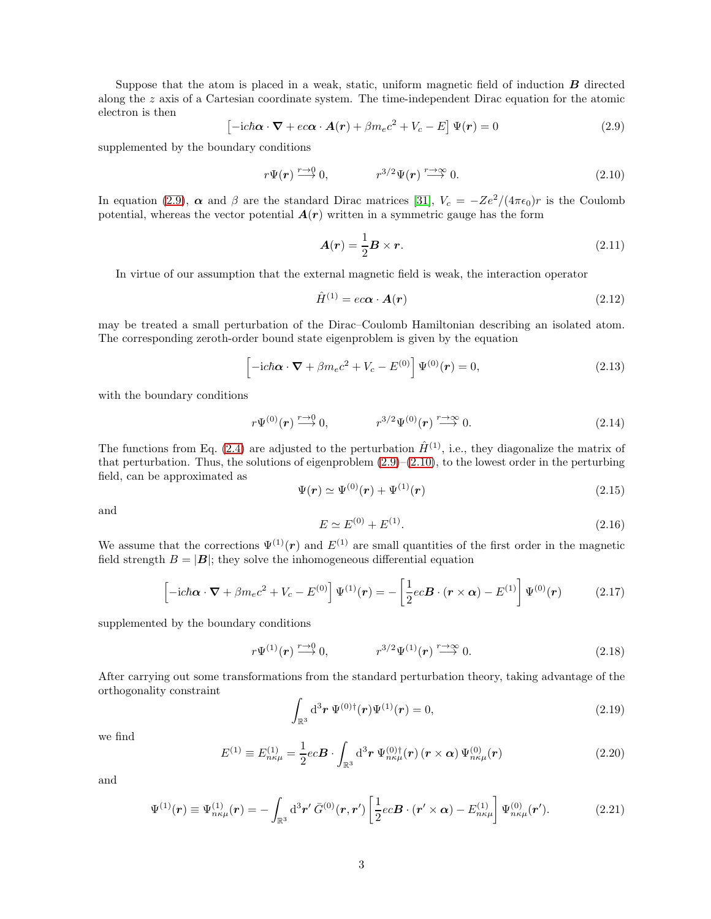Suppose that the atom is placed in a weak, static, uniform magnetic field of induction $\boldsymbol{B}$ directed along the $z$ axis of a Cartesian coordinate system. The time-independent Dirac equation for the atomic electron is then

$$\left[-\mathrm{i}c\hbar\boldsymbol{\alpha}\cdot\boldsymbol{\nabla}+ec\boldsymbol{\alpha}\cdot\boldsymbol{A}(\boldsymbol{r})+\beta m_e c^2+V_c-E\right]\Psi(\boldsymbol{r})=0 \tag{2.9}$$

supplemented by the boundary conditions

$$r\Psi(\boldsymbol{r})\overset{r\to 0}{\longrightarrow}0, \qquad r^{3/2}\Psi(\boldsymbol{r})\overset{r\to\infty}{\longrightarrow}0. \tag{2.10}$$

In equation (2.9), $\boldsymbol{\alpha}$ and $\beta$ are the standard Dirac matrices [31], $V_c=-Ze^2/(4\pi\epsilon_0)r$ is the Coulomb potential, whereas the vector potential $\boldsymbol{A}(\boldsymbol{r})$ written in a symmetric gauge has the form

$$\boldsymbol{A}(\boldsymbol{r})=\frac{1}{2}\boldsymbol{B}\times\boldsymbol{r}. \tag{2.11}$$

In virtue of our assumption that the external magnetic field is weak, the interaction operator

$$\hat{H}^{(1)}=ec\boldsymbol{\alpha}\cdot\boldsymbol{A}(\boldsymbol{r}) \tag{2.12}$$

may be treated a small perturbation of the Dirac–Coulomb Hamiltonian describing an isolated atom. The corresponding zeroth-order bound state eigenproblem is given by the equation

$$\left[-\mathrm{i}c\hbar\boldsymbol{\alpha}\cdot\boldsymbol{\nabla}+\beta m_e c^2+V_c-E^{(0)}\right]\Psi^{(0)}(\boldsymbol{r})=0, \tag{2.13}$$

with the boundary conditions

$$r\Psi^{(0)}(\boldsymbol{r})\overset{r\to 0}{\longrightarrow}0, \qquad r^{3/2}\Psi^{(0)}(\boldsymbol{r})\overset{r\to\infty}{\longrightarrow}0. \tag{2.14}$$

The functions from Eq. (2.4) are adjusted to the perturbation $\hat{H}^{(1)}$, i.e., they diagonalize the matrix of that perturbation. Thus, the solutions of eigenproblem (2.9)–(2.10), to the lowest order in the perturbing field, can be approximated as

$$\Psi(\boldsymbol{r})\simeq\Psi^{(0)}(\boldsymbol{r})+\Psi^{(1)}(\boldsymbol{r}) \tag{2.15}$$

and

$$E\simeq E^{(0)}+E^{(1)}. \tag{2.16}$$

We assume that the corrections $\Psi^{(1)}(\boldsymbol{r})$ and $E^{(1)}$ are small quantities of the first order in the magnetic field strength $B=|\boldsymbol{B}|$; they solve the inhomogeneous differential equation

$$\left[-\mathrm{i}c\hbar\boldsymbol{\alpha}\cdot\boldsymbol{\nabla}+\beta m_e c^2+V_c-E^{(0)}\right]\Psi^{(1)}(\boldsymbol{r})=-\left[\frac{1}{2}ec\boldsymbol{B}\cdot(\boldsymbol{r}\times\boldsymbol{\alpha})-E^{(1)}\right]\Psi^{(0)}(\boldsymbol{r}) \tag{2.17}$$

supplemented by the boundary conditions

$$r\Psi^{(1)}(\boldsymbol{r})\overset{r\to 0}{\longrightarrow}0, \qquad r^{3/2}\Psi^{(1)}(\boldsymbol{r})\overset{r\to\infty}{\longrightarrow}0. \tag{2.18}$$

After carrying out some transformations from the standard perturbation theory, taking advantage of the orthogonality constraint

$$\int_{\mathbb{R}^3}\mathrm{d}^3\boldsymbol{r}\;\Psi^{(0)\dagger}(\boldsymbol{r})\Psi^{(1)}(\boldsymbol{r})=0, \tag{2.19}$$

we find

$$E^{(1)}\equiv E^{(1)}_{n\kappa\mu}=\frac{1}{2}ec\boldsymbol{B}\cdot\int_{\mathbb{R}^3}\mathrm{d}^3\boldsymbol{r}\;\Psi^{(0)\dagger}_{n\kappa\mu}(\boldsymbol{r})\,(\boldsymbol{r}\times\boldsymbol{\alpha})\,\Psi^{(0)}_{n\kappa\mu}(\boldsymbol{r}) \tag{2.20}$$

and

$$\Psi^{(1)}(\boldsymbol{r})\equiv\Psi^{(1)}_{n\kappa\mu}(\boldsymbol{r})=-\int_{\mathbb{R}^3}\mathrm{d}^3\boldsymbol{r}'\;\bar{G}^{(0)}(\boldsymbol{r},\boldsymbol{r}')\left[\frac{1}{2}ec\boldsymbol{B}\cdot(\boldsymbol{r}'\times\boldsymbol{\alpha})-E^{(1)}_{n\kappa\mu}\right]\Psi^{(0)}_{n\kappa\mu}(\boldsymbol{r}'). \tag{2.21}$$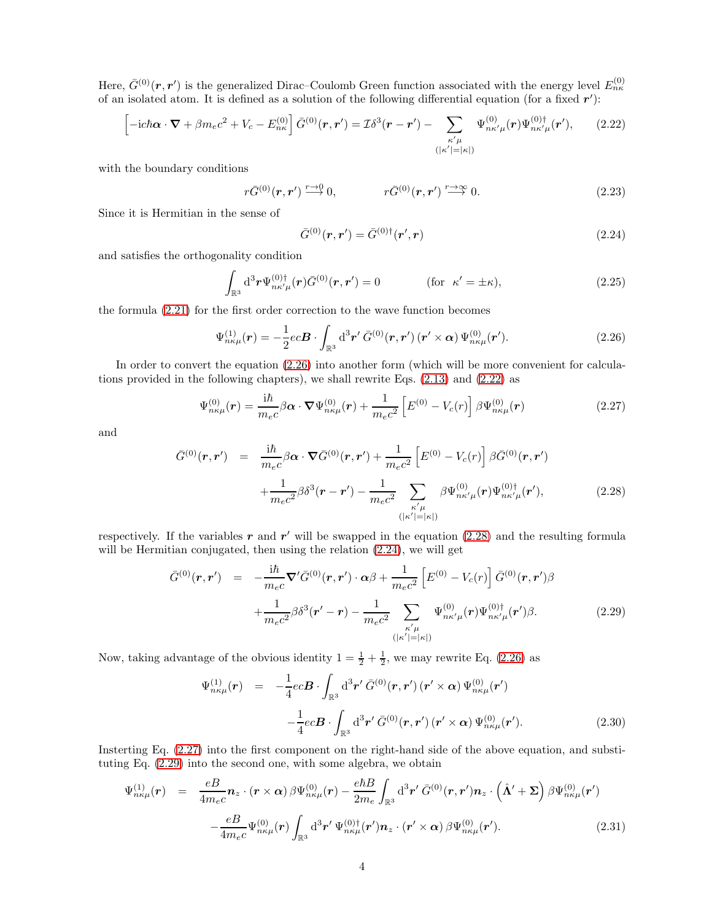Here, $\bar{G}^{(0)}(\boldsymbol{r},\boldsymbol{r}')$ is the generalized Dirac–Coulomb Green function associated with the energy level $E^{(0)}_{n\kappa}$ of an isolated atom. It is defined as a solution of the following differential equation (for a fixed $\boldsymbol{r}'$):

$$\left[-\mathrm{i}c\hbar\boldsymbol{\alpha}\cdot\boldsymbol{\nabla}+\beta m_e c^2+V_c-E^{(0)}_{n\kappa}\right]\bar{G}^{(0)}(\boldsymbol{r},\boldsymbol{r}')=\mathcal{I}\delta^3(\boldsymbol{r}-\boldsymbol{r}')-\sum_{\substack{\kappa'\mu\\(|\kappa'|=|\kappa|)}}\Psi^{(0)}_{n\kappa'\mu}(\boldsymbol{r})\Psi^{(0)\dagger}_{n\kappa'\mu}(\boldsymbol{r}'),\tag{2.22}$$

with the boundary conditions

$$r\bar{G}^{(0)}(\boldsymbol{r},\boldsymbol{r}')\xrightarrow{r\to 0}0,\qquad\qquad r\bar{G}^{(0)}(\boldsymbol{r},\boldsymbol{r}')\xrightarrow{r\to\infty}0.\tag{2.23}$$

Since it is Hermitian in the sense of

$$\bar{G}^{(0)}(\boldsymbol{r},\boldsymbol{r}')=\bar{G}^{(0)\dagger}(\boldsymbol{r}',\boldsymbol{r})\tag{2.24}$$

and satisfies the orthogonality condition

$$\int_{\mathbb{R}^3}\mathrm{d}^3\boldsymbol{r}\,\Psi^{(0)\dagger}_{n\kappa'\mu}(\boldsymbol{r})\bar{G}^{(0)}(\boldsymbol{r},\boldsymbol{r}')=0\qquad\qquad(\text{for }\ \kappa'=\pm\kappa),\tag{2.25}$$

the formula (2.21) for the first order correction to the wave function becomes

$$\Psi^{(1)}_{n\kappa\mu}(\boldsymbol{r})=-\frac{1}{2}ec\boldsymbol{B}\cdot\int_{\mathbb{R}^3}\mathrm{d}^3\boldsymbol{r}'\,\bar{G}^{(0)}(\boldsymbol{r},\boldsymbol{r}')\,(\boldsymbol{r}'\times\boldsymbol{\alpha})\,\Psi^{(0)}_{n\kappa\mu}(\boldsymbol{r}').\tag{2.26}$$

In order to convert the equation (2.26) into another form (which will be more convenient for calculations provided in the following chapters), we shall rewrite Eqs. (2.13) and (2.22) as

$$\Psi^{(0)}_{n\kappa\mu}(\boldsymbol{r})=\frac{\mathrm{i}\hbar}{m_e c}\beta\boldsymbol{\alpha}\cdot\boldsymbol{\nabla}\Psi^{(0)}_{n\kappa\mu}(\boldsymbol{r})+\frac{1}{m_e c^2}\left[E^{(0)}-V_c(r)\right]\beta\Psi^{(0)}_{n\kappa\mu}(\boldsymbol{r})\tag{2.27}$$

and

$$\begin{aligned}\bar{G}^{(0)}(\boldsymbol{r},\boldsymbol{r}')\ &=\ \frac{\mathrm{i}\hbar}{m_e c}\beta\boldsymbol{\alpha}\cdot\boldsymbol{\nabla}\bar{G}^{(0)}(\boldsymbol{r},\boldsymbol{r}')+\frac{1}{m_e c^2}\left[E^{(0)}-V_c(r)\right]\beta\bar{G}^{(0)}(\boldsymbol{r},\boldsymbol{r}')\\&\quad+\frac{1}{m_e c^2}\beta\delta^3(\boldsymbol{r}-\boldsymbol{r}')-\frac{1}{m_e c^2}\sum_{\substack{\kappa'\mu\\(|\kappa'|=|\kappa|)}}\beta\Psi^{(0)}_{n\kappa'\mu}(\boldsymbol{r})\Psi^{(0)\dagger}_{n\kappa'\mu}(\boldsymbol{r}'),\end{aligned}\tag{2.28}$$

respectively. If the variables $\boldsymbol{r}$ and $\boldsymbol{r}'$ will be swapped in the equation (2.28) and the resulting formula will be Hermitian conjugated, then using the relation (2.24), we will get

$$\begin{aligned}\bar{G}^{(0)}(\boldsymbol{r},\boldsymbol{r}')\ &=\ -\frac{\mathrm{i}\hbar}{m_e c}\boldsymbol{\nabla}'\bar{G}^{(0)}(\boldsymbol{r},\boldsymbol{r}')\cdot\boldsymbol{\alpha}\beta+\frac{1}{m_e c^2}\left[E^{(0)}-V_c(r)\right]\bar{G}^{(0)}(\boldsymbol{r},\boldsymbol{r}')\beta\\&\quad+\frac{1}{m_e c^2}\beta\delta^3(\boldsymbol{r}'-\boldsymbol{r})-\frac{1}{m_e c^2}\sum_{\substack{\kappa'\mu\\(|\kappa'|=|\kappa|)}}\Psi^{(0)}_{n\kappa'\mu}(\boldsymbol{r})\Psi^{(0)\dagger}_{n\kappa'\mu}(\boldsymbol{r}')\beta.\end{aligned}\tag{2.29}$$

Now, taking advantage of the obvious identity $1=\frac{1}{2}+\frac{1}{2}$, we may rewrite Eq. (2.26) as

$$\begin{aligned}\Psi^{(1)}_{n\kappa\mu}(\boldsymbol{r})\ &=\ -\frac{1}{4}ec\boldsymbol{B}\cdot\int_{\mathbb{R}^3}\mathrm{d}^3\boldsymbol{r}'\,\bar{G}^{(0)}(\boldsymbol{r},\boldsymbol{r}')\,(\boldsymbol{r}'\times\boldsymbol{\alpha})\,\Psi^{(0)}_{n\kappa\mu}(\boldsymbol{r}')\\&\quad-\frac{1}{4}ec\boldsymbol{B}\cdot\int_{\mathbb{R}^3}\mathrm{d}^3\boldsymbol{r}'\,\bar{G}^{(0)}(\boldsymbol{r},\boldsymbol{r}')\,(\boldsymbol{r}'\times\boldsymbol{\alpha})\,\Psi^{(0)}_{n\kappa\mu}(\boldsymbol{r}').\end{aligned}\tag{2.30}$$

Insterting Eq. (2.27) into the first component on the right-hand side of the above equation, and substituting Eq. (2.29) into the second one, with some algebra, we obtain

$$\begin{aligned}\Psi^{(1)}_{n\kappa\mu}(\boldsymbol{r})\ &=\ \frac{eB}{4m_e c}\boldsymbol{n}_z\cdot(\boldsymbol{r}\times\boldsymbol{\alpha})\,\beta\Psi^{(0)}_{n\kappa\mu}(\boldsymbol{r})-\frac{e\hbar B}{2m_e}\int_{\mathbb{R}^3}\mathrm{d}^3\boldsymbol{r}'\,\bar{G}^{(0)}(\boldsymbol{r},\boldsymbol{r}')\boldsymbol{n}_z\cdot\left(\hat{\boldsymbol{\Lambda}}'+\boldsymbol{\Sigma}\right)\beta\Psi^{(0)}_{n\kappa\mu}(\boldsymbol{r}')\\&\quad-\frac{eB}{4m_e c}\Psi^{(0)}_{n\kappa\mu}(\boldsymbol{r})\int_{\mathbb{R}^3}\mathrm{d}^3\boldsymbol{r}'\,\Psi^{(0)\dagger}_{n\kappa\mu}(\boldsymbol{r}')\boldsymbol{n}_z\cdot(\boldsymbol{r}'\times\boldsymbol{\alpha})\,\beta\Psi^{(0)}_{n\kappa\mu}(\boldsymbol{r}').\end{aligned}\tag{2.31}$$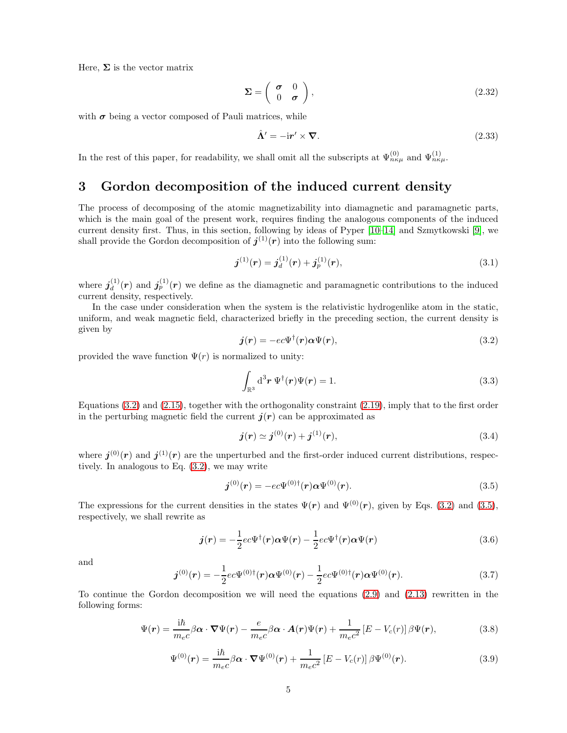Here, $\boldsymbol{\Sigma}$ is the vector matrix

$$\boldsymbol{\Sigma} = \begin{pmatrix} \boldsymbol{\sigma} & 0 \\ 0 & \boldsymbol{\sigma} \end{pmatrix}, \tag{2.32}$$

with $\boldsymbol{\sigma}$ being a vector composed of Pauli matrices, while

$$\hat{\boldsymbol{\Lambda}}' = -\mathrm{i}\boldsymbol{r}' \times \boldsymbol{\nabla}. \tag{2.33}$$

In the rest of this paper, for readability, we shall omit all the subscripts at $\Psi^{(0)}_{n\kappa\mu}$ and $\Psi^{(1)}_{n\kappa\mu}$.

## 3 Gordon decomposition of the induced current density

The process of decomposing of the atomic magnetizability into diamagnetic and paramagnetic parts, which is the main goal of the present work, requires finding the analogous components of the induced current density first. Thus, in this section, following by ideas of Pyper [10–14] and Szmytkowski [9], we shall provide the Gordon decomposition of $\boldsymbol{j}^{(1)}(\boldsymbol{r})$ into the following sum:

$$\boldsymbol{j}^{(1)}(\boldsymbol{r}) = \boldsymbol{j}^{(1)}_d(\boldsymbol{r}) + \boldsymbol{j}^{(1)}_p(\boldsymbol{r}), \tag{3.1}$$

where $\boldsymbol{j}^{(1)}_d(\boldsymbol{r})$ and $\boldsymbol{j}^{(1)}_p(\boldsymbol{r})$ we define as the diamagnetic and paramagnetic contributions to the induced current density, respectively.

In the case under consideration when the system is the relativistic hydrogenlike atom in the static, uniform, and weak magnetic field, characterized briefly in the preceding section, the current density is given by

$$\boldsymbol{j}(\boldsymbol{r}) = -ec\Psi^{\dagger}(\boldsymbol{r})\boldsymbol{\alpha}\Psi(\boldsymbol{r}), \tag{3.2}$$

provided the wave function $\Psi(r)$ is normalized to unity:

$$\int_{\mathbb{R}^3} \mathrm{d}^3\boldsymbol{r}\ \Psi^{\dagger}(\boldsymbol{r})\Psi(\boldsymbol{r}) = 1. \tag{3.3}$$

Equations (3.2) and (2.15), together with the orthogonality constraint (2.19), imply that to the first order in the perturbing magnetic field the current $\boldsymbol{j}(\boldsymbol{r})$ can be approximated as

$$\boldsymbol{j}(\boldsymbol{r}) \simeq \boldsymbol{j}^{(0)}(\boldsymbol{r}) + \boldsymbol{j}^{(1)}(\boldsymbol{r}), \tag{3.4}$$

where $\boldsymbol{j}^{(0)}(\boldsymbol{r})$ and $\boldsymbol{j}^{(1)}(\boldsymbol{r})$ are the unperturbed and the first-order induced current distributions, respectively. In analogous to Eq. (3.2), we may write

$$\boldsymbol{j}^{(0)}(\boldsymbol{r}) = -ec\Psi^{(0)\dagger}(\boldsymbol{r})\boldsymbol{\alpha}\Psi^{(0)}(\boldsymbol{r}). \tag{3.5}$$

The expressions for the current densities in the states $\Psi(\boldsymbol{r})$ and $\Psi^{(0)}(\boldsymbol{r})$, given by Eqs. (3.2) and (3.5), respectively, we shall rewrite as

$$\boldsymbol{j}(\boldsymbol{r}) = -\frac{1}{2}ec\Psi^{\dagger}(\boldsymbol{r})\boldsymbol{\alpha}\Psi(\boldsymbol{r}) - \frac{1}{2}ec\Psi^{\dagger}(\boldsymbol{r})\boldsymbol{\alpha}\Psi(\boldsymbol{r}) \tag{3.6}$$

and

$$\boldsymbol{j}^{(0)}(\boldsymbol{r}) = -\frac{1}{2}ec\Psi^{(0)\dagger}(\boldsymbol{r})\boldsymbol{\alpha}\Psi^{(0)}(\boldsymbol{r}) - \frac{1}{2}ec\Psi^{(0)\dagger}(\boldsymbol{r})\boldsymbol{\alpha}\Psi^{(0)}(\boldsymbol{r}). \tag{3.7}$$

To continue the Gordon decomposition we will need the equations (2.9) and (2.13) rewritten in the following forms:

$$\Psi(\boldsymbol{r}) = \frac{\mathrm{i}\hbar}{m_e c}\beta\boldsymbol{\alpha}\cdot\boldsymbol{\nabla}\Psi(\boldsymbol{r}) - \frac{e}{m_e c}\beta\boldsymbol{\alpha}\cdot\boldsymbol{A}(\boldsymbol{r})\Psi(\boldsymbol{r}) + \frac{1}{m_e c^2}\left[E - V_c(r)\right]\beta\Psi(\boldsymbol{r}), \tag{3.8}$$

$$\Psi^{(0)}(\boldsymbol{r}) = \frac{\mathrm{i}\hbar}{m_e c}\beta\boldsymbol{\alpha}\cdot\boldsymbol{\nabla}\Psi^{(0)}(\boldsymbol{r}) + \frac{1}{m_e c^2}\left[E - V_c(r)\right]\beta\Psi^{(0)}(\boldsymbol{r}). \tag{3.9}$$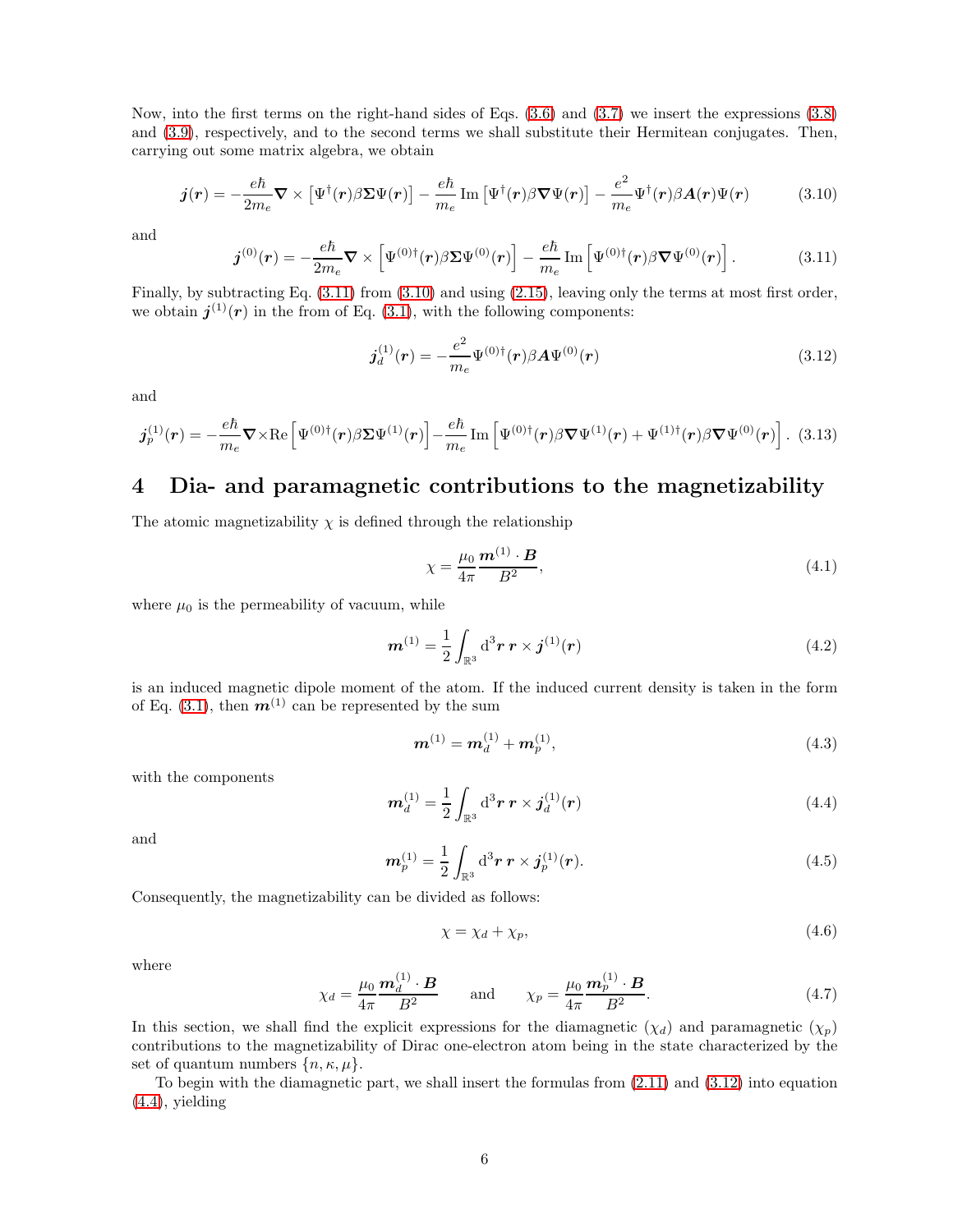Now, into the first terms on the right-hand sides of Eqs. (3.6) and (3.7) we insert the expressions (3.8) and (3.9), respectively, and to the second terms we shall substitute their Hermitean conjugates. Then, carrying out some matrix algebra, we obtain

$$\boldsymbol{j}(\boldsymbol{r}) = -\frac{e\hbar}{2m_e}\boldsymbol{\nabla}\times\left[\Psi^{\dagger}(\boldsymbol{r})\beta\boldsymbol{\Sigma}\Psi(\boldsymbol{r})\right] - \frac{e\hbar}{m_e}\,\mathrm{Im}\left[\Psi^{\dagger}(\boldsymbol{r})\beta\boldsymbol{\nabla}\Psi(\boldsymbol{r})\right] - \frac{e^2}{m_e}\Psi^{\dagger}(\boldsymbol{r})\beta\boldsymbol{A}(\boldsymbol{r})\Psi(\boldsymbol{r}) \tag{3.10}$$

and

$$\boldsymbol{j}^{(0)}(\boldsymbol{r}) = -\frac{e\hbar}{2m_e}\boldsymbol{\nabla}\times\left[\Psi^{(0)\dagger}(\boldsymbol{r})\beta\boldsymbol{\Sigma}\Psi^{(0)}(\boldsymbol{r})\right] - \frac{e\hbar}{m_e}\,\mathrm{Im}\left[\Psi^{(0)\dagger}(\boldsymbol{r})\beta\boldsymbol{\nabla}\Psi^{(0)}(\boldsymbol{r})\right]. \tag{3.11}$$

Finally, by subtracting Eq. (3.11) from (3.10) and using (2.15), leaving only the terms at most first order, we obtain $\boldsymbol{j}^{(1)}(\boldsymbol{r})$ in the from of Eq. (3.1), with the following components:

$$\boldsymbol{j}_d^{(1)}(\boldsymbol{r}) = -\frac{e^2}{m_e}\Psi^{(0)\dagger}(\boldsymbol{r})\beta\boldsymbol{A}\Psi^{(0)}(\boldsymbol{r}) \tag{3.12}$$

and

$$\boldsymbol{j}_p^{(1)}(\boldsymbol{r}) = -\frac{e\hbar}{m_e}\boldsymbol{\nabla}\times\mathrm{Re}\left[\Psi^{(0)\dagger}(\boldsymbol{r})\beta\boldsymbol{\Sigma}\Psi^{(1)}(\boldsymbol{r})\right] - \frac{e\hbar}{m_e}\,\mathrm{Im}\left[\Psi^{(0)\dagger}(\boldsymbol{r})\beta\boldsymbol{\nabla}\Psi^{(1)}(\boldsymbol{r}) + \Psi^{(1)\dagger}(\boldsymbol{r})\beta\boldsymbol{\nabla}\Psi^{(0)}(\boldsymbol{r})\right]. \tag{3.13}$$

# 4 Dia- and paramagnetic contributions to the magnetizability

The atomic magnetizability $\chi$ is defined through the relationship

$$\chi = \frac{\mu_0}{4\pi}\frac{\boldsymbol{m}^{(1)}\cdot\boldsymbol{B}}{B^2}, \tag{4.1}$$

where $\mu_0$ is the permeability of vacuum, while

$$\boldsymbol{m}^{(1)} = \frac{1}{2}\int_{\mathbb{R}^3}\mathrm{d}^3\boldsymbol{r}\;\boldsymbol{r}\times\boldsymbol{j}^{(1)}(\boldsymbol{r}) \tag{4.2}$$

is an induced magnetic dipole moment of the atom. If the induced current density is taken in the form of Eq. (3.1), then $\boldsymbol{m}^{(1)}$ can be represented by the sum

$$\boldsymbol{m}^{(1)} = \boldsymbol{m}_d^{(1)} + \boldsymbol{m}_p^{(1)}, \tag{4.3}$$

with the components

$$\boldsymbol{m}_d^{(1)} = \frac{1}{2}\int_{\mathbb{R}^3}\mathrm{d}^3\boldsymbol{r}\;\boldsymbol{r}\times\boldsymbol{j}_d^{(1)}(\boldsymbol{r}) \tag{4.4}$$

and

$$\boldsymbol{m}_p^{(1)} = \frac{1}{2}\int_{\mathbb{R}^3}\mathrm{d}^3\boldsymbol{r}\;\boldsymbol{r}\times\boldsymbol{j}_p^{(1)}(\boldsymbol{r}). \tag{4.5}$$

Consequently, the magnetizability can be divided as follows:

$$\chi = \chi_d + \chi_p, \tag{4.6}$$

where

$$\chi_d = \frac{\mu_0}{4\pi}\frac{\boldsymbol{m}_d^{(1)}\cdot\boldsymbol{B}}{B^2} \qquad \text{and} \qquad \chi_p = \frac{\mu_0}{4\pi}\frac{\boldsymbol{m}_p^{(1)}\cdot\boldsymbol{B}}{B^2}. \tag{4.7}$$

In this section, we shall find the explicit expressions for the diamagnetic ($\chi_d$) and paramagnetic ($\chi_p$) contributions to the magnetizability of Dirac one-electron atom being in the state characterized by the set of quantum numbers $\{n,\kappa,\mu\}$.

To begin with the diamagnetic part, we shall insert the formulas from (2.11) and (3.12) into equation (4.4), yielding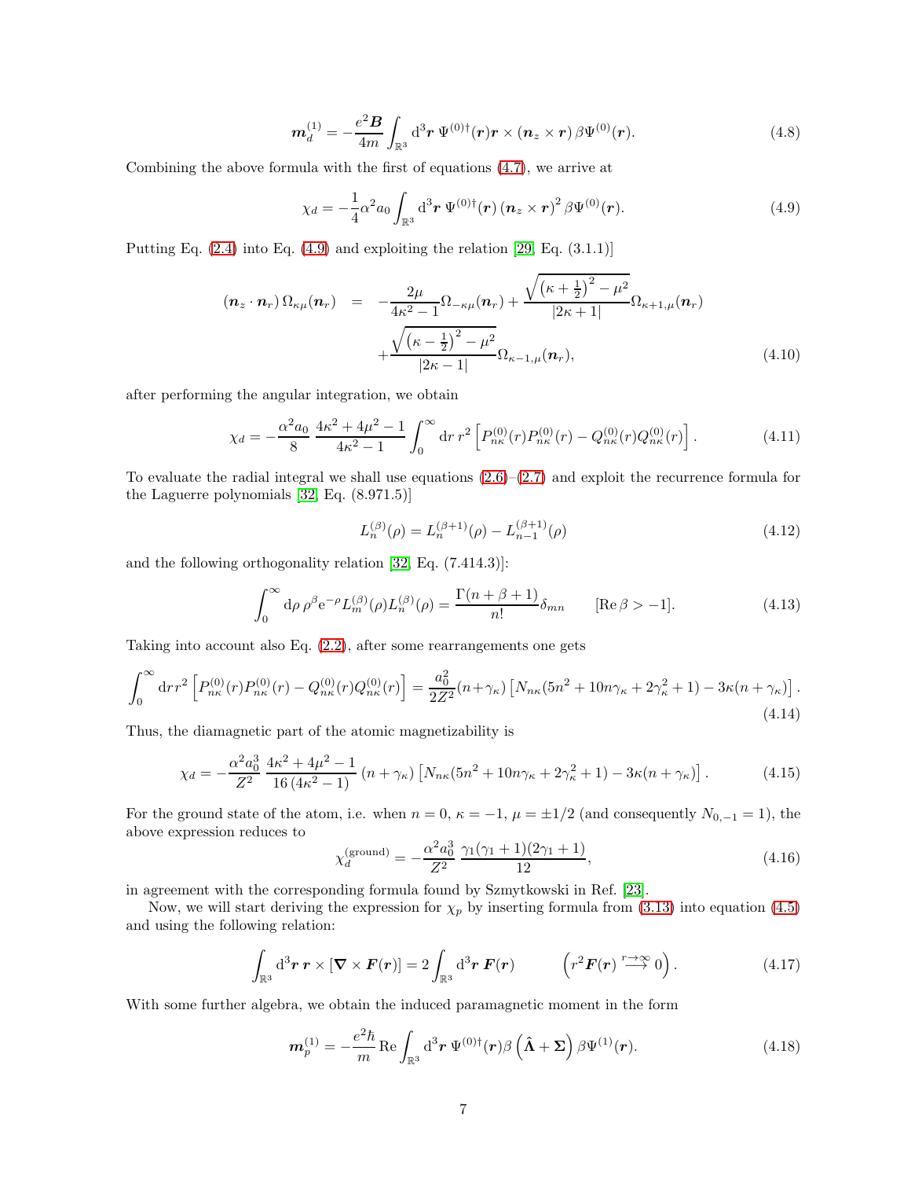$$
\boldsymbol{m}_d^{(1)} = -\frac{e^2 \boldsymbol{B}}{4m} \int_{\mathbb{R}^3} \mathrm{d}^3\boldsymbol{r}\ \Psi^{(0)\dagger}(\boldsymbol{r}) \boldsymbol{r} \times (\boldsymbol{n}_z \times \boldsymbol{r})\, \beta \Psi^{(0)}(\boldsymbol{r}). \tag{4.8}
$$

Combining the above formula with the first of equations (4.7), we arrive at

$$
\chi_d = -\frac{1}{4}\alpha^2 a_0 \int_{\mathbb{R}^3} \mathrm{d}^3\boldsymbol{r}\ \Psi^{(0)\dagger}(\boldsymbol{r})\, (\boldsymbol{n}_z \times \boldsymbol{r})^2\, \beta \Psi^{(0)}(\boldsymbol{r}). \tag{4.9}
$$

Putting Eq. (2.4) into Eq. (4.9) and exploiting the relation [29, Eq. (3.1.1)]

$$
\begin{aligned}
(\boldsymbol{n}_z \cdot \boldsymbol{n}_r)\, \Omega_{\kappa\mu}(\boldsymbol{n}_r) \;&=\; -\frac{2\mu}{4\kappa^2 - 1}\Omega_{-\kappa\mu}(\boldsymbol{n}_r) + \frac{\sqrt{\left(\kappa + \frac{1}{2}\right)^2 - \mu^2}}{|2\kappa + 1|}\Omega_{\kappa+1,\mu}(\boldsymbol{n}_r) \\
&\quad + \frac{\sqrt{\left(\kappa - \frac{1}{2}\right)^2 - \mu^2}}{|2\kappa - 1|}\Omega_{\kappa-1,\mu}(\boldsymbol{n}_r),
\end{aligned} \tag{4.10}
$$

after performing the angular integration, we obtain

$$
\chi_d = -\frac{\alpha^2 a_0}{8}\, \frac{4\kappa^2 + 4\mu^2 - 1}{4\kappa^2 - 1} \int_0^\infty \mathrm{d}r\, r^2 \left[ P_{n\kappa}^{(0)}(r) P_{n\kappa}^{(0)}(r) - Q_{n\kappa}^{(0)}(r) Q_{n\kappa}^{(0)}(r) \right]. \tag{4.11}
$$

To evaluate the radial integral we shall use equations (2.6)–(2.7) and exploit the recurrence formula for the Laguerre polynomials [32, Eq. (8.971.5)]

$$
L_n^{(\beta)}(\rho) = L_n^{(\beta+1)}(\rho) - L_{n-1}^{(\beta+1)}(\rho) \tag{4.12}
$$

and the following orthogonality relation [32, Eq. (7.414.3)]:

$$
\int_0^\infty \mathrm{d}\rho\, \rho^\beta \mathrm{e}^{-\rho} L_m^{(\beta)}(\rho) L_n^{(\beta)}(\rho) = \frac{\Gamma(n + \beta + 1)}{n!}\delta_{mn} \qquad [\operatorname{Re}\beta > -1]. \tag{4.13}
$$

Taking into account also Eq. (2.2), after some rearrangements one gets

$$
\int_0^\infty \mathrm{d}r\, r^2 \left[ P_{n\kappa}^{(0)}(r) P_{n\kappa}^{(0)}(r) - Q_{n\kappa}^{(0)}(r) Q_{n\kappa}^{(0)}(r) \right] = \frac{a_0^2}{2Z^2}(n + \gamma_\kappa) \left[ N_{n\kappa}(5n^2 + 10n\gamma_\kappa + 2\gamma_\kappa^2 + 1) - 3\kappa(n + \gamma_\kappa) \right]. \tag{4.14}
$$

Thus, the diamagnetic part of the atomic magnetizability is

$$
\chi_d = -\frac{\alpha^2 a_0^3}{Z^2}\, \frac{4\kappa^2 + 4\mu^2 - 1}{16\,(4\kappa^2 - 1)}\, (n + \gamma_\kappa) \left[ N_{n\kappa}(5n^2 + 10n\gamma_\kappa + 2\gamma_\kappa^2 + 1) - 3\kappa(n + \gamma_\kappa) \right]. \tag{4.15}
$$

For the ground state of the atom, i.e. when $n = 0$, $\kappa = -1$, $\mu = \pm 1/2$ (and consequently $N_{0,-1} = 1$), the above expression reduces to

$$
\chi_d^{(\text{ground})} = -\frac{\alpha^2 a_0^3}{Z^2}\, \frac{\gamma_1(\gamma_1 + 1)(2\gamma_1 + 1)}{12}, \tag{4.16}
$$

in agreement with the corresponding formula found by Szmytkowski in Ref. [23].

Now, we will start deriving the expression for $\chi_p$ by inserting formula from (3.13) into equation (4.5) and using the following relation:

$$
\int_{\mathbb{R}^3} \mathrm{d}^3\boldsymbol{r}\ \boldsymbol{r} \times [\boldsymbol{\nabla} \times \boldsymbol{F}(\boldsymbol{r})] = 2 \int_{\mathbb{R}^3} \mathrm{d}^3\boldsymbol{r}\ \boldsymbol{F}(\boldsymbol{r}) \qquad \left( r^2 \boldsymbol{F}(\boldsymbol{r}) \xrightarrow{r\to\infty} 0 \right). \tag{4.17}
$$

With some further algebra, we obtain the induced paramagnetic moment in the form

$$
\boldsymbol{m}_p^{(1)} = -\frac{e^2\hbar}{m} \operatorname{Re} \int_{\mathbb{R}^3} \mathrm{d}^3\boldsymbol{r}\ \Psi^{(0)\dagger}(\boldsymbol{r}) \beta \left( \hat{\boldsymbol{\Lambda}} + \boldsymbol{\Sigma} \right) \beta \Psi^{(1)}(\boldsymbol{r}). \tag{4.18}
$$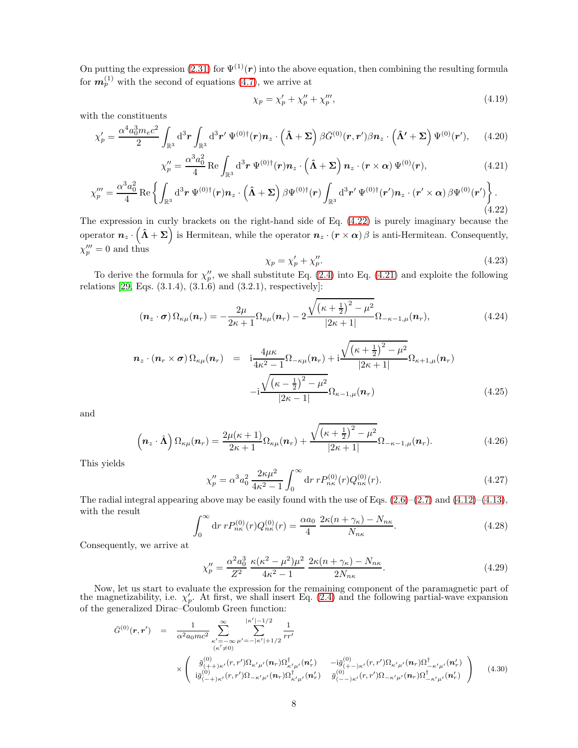On putting the expression (2.31) for $\Psi^{(1)}(\boldsymbol{r})$ into the above equation, then combining the resulting formula for $\boldsymbol{m}_p^{(1)}$ with the second of equations (4.7), we arrive at

$$\chi_p = \chi_p' + \chi_p'' + \chi_p''', \tag{4.19}$$

with the constituents

$$\chi_p' = \frac{\alpha^4 a_0^3 m_e c^2}{2} \int_{\mathbb{R}^3} \mathrm{d}^3\boldsymbol{r} \int_{\mathbb{R}^3} \mathrm{d}^3\boldsymbol{r}'\, \Psi^{(0)\dagger}(\boldsymbol{r}) \boldsymbol{n}_z \cdot \left(\hat{\boldsymbol{\Lambda}} + \boldsymbol{\Sigma}\right) \beta \bar{G}^{(0)}(\boldsymbol{r},\boldsymbol{r}') \beta \boldsymbol{n}_z \cdot \left(\hat{\boldsymbol{\Lambda}}' + \boldsymbol{\Sigma}\right) \Psi^{(0)}(\boldsymbol{r}'), \tag{4.20}$$

$$\chi_p'' = \frac{\alpha^3 a_0^2}{4} \operatorname{Re} \int_{\mathbb{R}^3} \mathrm{d}^3\boldsymbol{r}\, \Psi^{(0)\dagger}(\boldsymbol{r}) \boldsymbol{n}_z \cdot \left(\hat{\boldsymbol{\Lambda}} + \boldsymbol{\Sigma}\right) \boldsymbol{n}_z \cdot (\boldsymbol{r} \times \boldsymbol{\alpha})\, \Psi^{(0)}(\boldsymbol{r}), \tag{4.21}$$

$$\chi_p''' = \frac{\alpha^3 a_0^2}{4} \operatorname{Re} \left\{ \int_{\mathbb{R}^3} \mathrm{d}^3\boldsymbol{r}\, \Psi^{(0)\dagger}(\boldsymbol{r}) \boldsymbol{n}_z \cdot \left(\hat{\boldsymbol{\Lambda}} + \boldsymbol{\Sigma}\right) \beta \Psi^{(0)\dagger}(\boldsymbol{r}) \int_{\mathbb{R}^3} \mathrm{d}^3\boldsymbol{r}'\, \Psi^{(0)\dagger}(\boldsymbol{r}') \boldsymbol{n}_z \cdot (\boldsymbol{r}' \times \boldsymbol{\alpha})\, \beta \Psi^{(0)}(\boldsymbol{r}') \right\}. \tag{4.22}$$

The expression in curly brackets on the right-hand side of Eq. (4.22) is purely imaginary because the operator $\boldsymbol{n}_z \cdot \left(\hat{\boldsymbol{\Lambda}} + \boldsymbol{\Sigma}\right)$ is Hermitean, while the operator $\boldsymbol{n}_z \cdot (\boldsymbol{r} \times \boldsymbol{\alpha})\, \beta$ is anti-Hermitean. Consequently, $\chi_p''' = 0$ and thus

$$\chi_p = \chi_p' + \chi_p''. \tag{4.23}$$

To derive the formula for $\chi_p''$, we shall substitute Eq. (2.4) into Eq. (4.21) and exploite the following relations [29, Eqs. (3.1.4), (3.1.6) and (3.2.1), respectively]:

$$(\boldsymbol{n}_z \cdot \boldsymbol{\sigma})\, \Omega_{\kappa\mu}(\boldsymbol{n}_r) = -\frac{2\mu}{2\kappa+1} \Omega_{\kappa\mu}(\boldsymbol{n}_r) - 2\frac{\sqrt{\left(\kappa+\frac{1}{2}\right)^2 - \mu^2}}{|2\kappa+1|} \Omega_{-\kappa-1,\mu}(\boldsymbol{n}_r), \tag{4.24}$$

$$\begin{aligned}
\boldsymbol{n}_z \cdot (\boldsymbol{n}_r \times \boldsymbol{\sigma})\, \Omega_{\kappa\mu}(\boldsymbol{n}_r) \;&=\; \mathrm{i}\frac{4\mu\kappa}{4\kappa^2-1} \Omega_{-\kappa\mu}(\boldsymbol{n}_r) + \mathrm{i}\frac{\sqrt{\left(\kappa+\frac{1}{2}\right)^2 - \mu^2}}{|2\kappa+1|} \Omega_{\kappa+1,\mu}(\boldsymbol{n}_r) \\
&\quad - \mathrm{i}\frac{\sqrt{\left(\kappa-\frac{1}{2}\right)^2 - \mu^2}}{|2\kappa-1|} \Omega_{\kappa-1,\mu}(\boldsymbol{n}_r)
\end{aligned} \tag{4.25}$$

and

$$\left(\boldsymbol{n}_z \cdot \hat{\boldsymbol{\Lambda}}\right) \Omega_{\kappa\mu}(\boldsymbol{n}_r) = \frac{2\mu(\kappa+1)}{2\kappa+1} \Omega_{\kappa\mu}(\boldsymbol{n}_r) + \frac{\sqrt{\left(\kappa+\frac{1}{2}\right)^2 - \mu^2}}{|2\kappa+1|} \Omega_{-\kappa-1,\mu}(\boldsymbol{n}_r). \tag{4.26}$$

This yields

$$\chi_p'' = \alpha^3 a_0^2\, \frac{2\kappa\mu^2}{4\kappa^2-1} \int_0^\infty \mathrm{d}r\, r P_{n\kappa}^{(0)}(r) Q_{n\kappa}^{(0)}(r). \tag{4.27}$$

The radial integral appearing above may be easily found with the use of Eqs. (2.6)–(2.7) and (4.12)–(4.13), with the result

$$\int_0^\infty \mathrm{d}r\, r P_{n\kappa}^{(0)}(r) Q_{n\kappa}^{(0)}(r) = \frac{\alpha a_0}{4}\, \frac{2\kappa(n+\gamma_\kappa) - N_{n\kappa}}{N_{n\kappa}}. \tag{4.28}$$

Consequently, we arrive at

$$\chi_p'' = \frac{\alpha^2 a_0^3}{Z^2}\, \frac{\kappa(\kappa^2-\mu^2)\mu^2}{4\kappa^2-1}\, \frac{2\kappa(n+\gamma_\kappa) - N_{n\kappa}}{2N_{n\kappa}}. \tag{4.29}$$

Now, let us start to evaluate the expression for the remaining component of the paramagnetic part of the magnetizability, i.e. $\chi_p'$. At first, we shall insert Eq. (2.4) and the following partial-wave expansion of the generalized Dirac–Coulomb Green function:

$$\begin{aligned}
\bar{G}^{(0)}(\boldsymbol{r},\boldsymbol{r}') \;&=\; \frac{1}{\alpha^2 a_0 mc^2} \sum_{\substack{\kappa'=-\infty \\ (\kappa'\neq 0)}}^{\infty} \sum_{\mu'=-|\kappa'|+1/2}^{|\kappa'|-1/2} \frac{1}{rr'} \\
&\quad \times \begin{pmatrix} \bar{g}_{(++)\kappa'}^{(0)}(r,r')\Omega_{\kappa'\mu'}(\boldsymbol{n}_r)\Omega_{\kappa'\mu'}^{\dagger}(\boldsymbol{n}_r') & -\mathrm{i}\bar{g}_{(+-)\kappa'}^{(0)}(r,r')\Omega_{\kappa'\mu'}(\boldsymbol{n}_r)\Omega_{-\kappa'\mu'}^{\dagger}(\boldsymbol{n}_r') \\ \mathrm{i}\bar{g}_{(-+)\kappa'}^{(0)}(r,r')\Omega_{-\kappa'\mu'}(\boldsymbol{n}_r)\Omega_{\kappa'\mu'}^{\dagger}(\boldsymbol{n}_r') & \bar{g}_{(--)\kappa'}^{(0)}(r,r')\Omega_{-\kappa'\mu'}(\boldsymbol{n}_r)\Omega_{-\kappa'\mu'}^{\dagger}(\boldsymbol{n}_r') \end{pmatrix}
\end{aligned} \tag{4.30}$$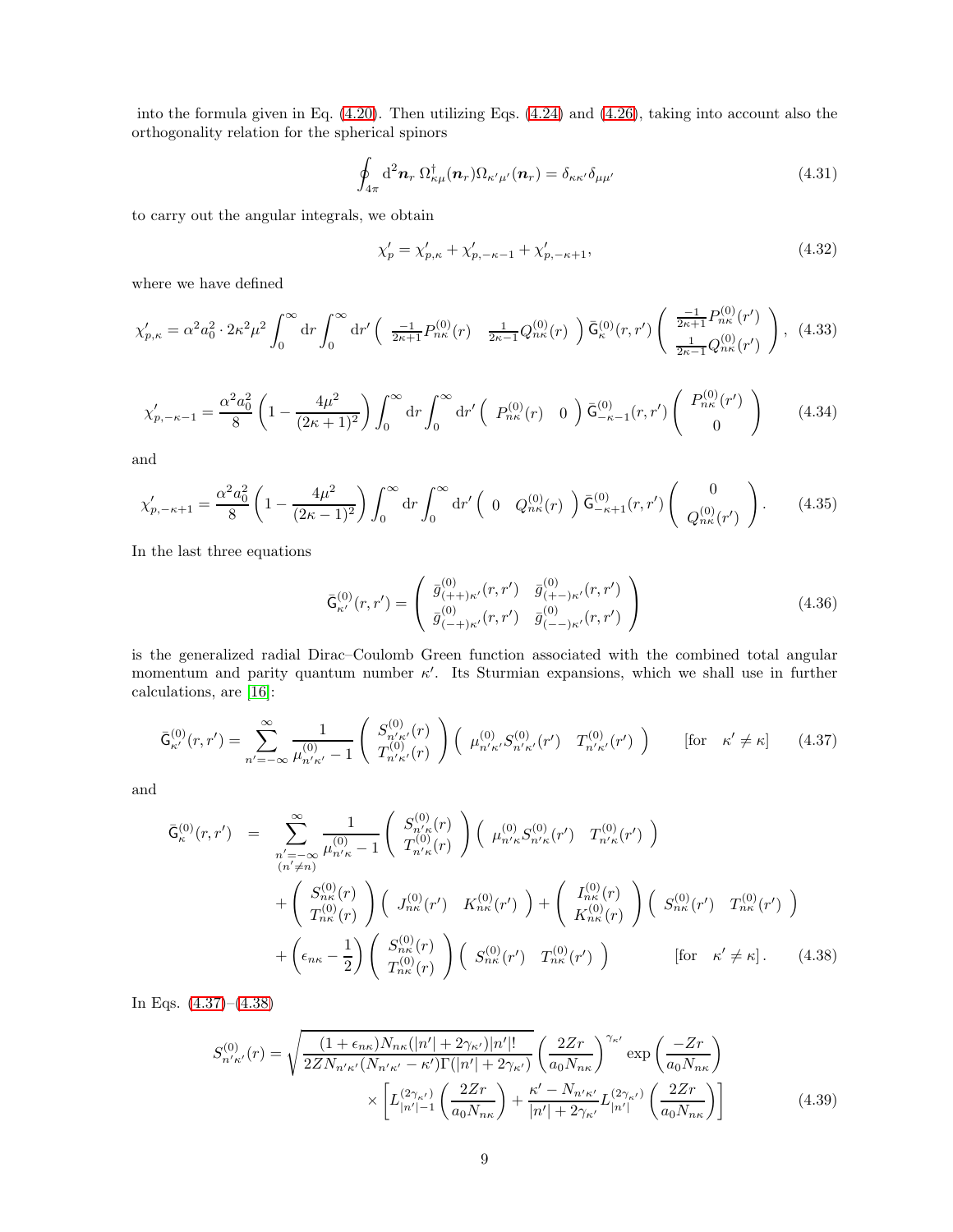into the formula given in Eq. (4.20). Then utilizing Eqs. (4.24) and (4.26), taking into account also the orthogonality relation for the spherical spinors

$$\oint_{4\pi} \mathrm{d}^2\boldsymbol{n}_r \, \Omega^{\dagger}_{\kappa\mu}(\boldsymbol{n}_r)\Omega_{\kappa'\mu'}(\boldsymbol{n}_r) = \delta_{\kappa\kappa'}\delta_{\mu\mu'} \tag{4.31}$$

to carry out the angular integrals, we obtain

$$\chi'_p = \chi'_{p,\kappa} + \chi'_{p,-\kappa-1} + \chi'_{p,-\kappa+1}, \tag{4.32}$$

where we have defined

$$\chi'_{p,\kappa} = \alpha^2 a_0^2 \cdot 2\kappa^2\mu^2 \int_0^\infty \mathrm{d}r \int_0^\infty \mathrm{d}r' \begin{pmatrix} \frac{-1}{2\kappa+1}P^{(0)}_{n\kappa}(r) & \frac{1}{2\kappa-1}Q^{(0)}_{n\kappa}(r) \end{pmatrix} \bar{\mathsf{G}}^{(0)}_{\kappa}(r,r') \begin{pmatrix} \frac{-1}{2\kappa+1}P^{(0)}_{n\kappa}(r') \\ \frac{1}{2\kappa-1}Q^{(0)}_{n\kappa}(r') \end{pmatrix}, \tag{4.33}$$

$$\chi'_{p,-\kappa-1} = \frac{\alpha^2 a_0^2}{8}\left(1 - \frac{4\mu^2}{(2\kappa+1)^2}\right) \int_0^\infty \mathrm{d}r \int_0^\infty \mathrm{d}r' \begin{pmatrix} P^{(0)}_{n\kappa}(r) & 0 \end{pmatrix} \bar{\mathsf{G}}^{(0)}_{-\kappa-1}(r,r') \begin{pmatrix} P^{(0)}_{n\kappa}(r') \\ 0 \end{pmatrix} \tag{4.34}$$

and

$$\chi'_{p,-\kappa+1} = \frac{\alpha^2 a_0^2}{8}\left(1 - \frac{4\mu^2}{(2\kappa-1)^2}\right) \int_0^\infty \mathrm{d}r \int_0^\infty \mathrm{d}r' \begin{pmatrix} 0 & Q^{(0)}_{n\kappa}(r) \end{pmatrix} \bar{\mathsf{G}}^{(0)}_{-\kappa+1}(r,r') \begin{pmatrix} 0 \\ Q^{(0)}_{n\kappa}(r') \end{pmatrix}. \tag{4.35}$$

In the last three equations

$$\bar{\mathsf{G}}^{(0)}_{\kappa'}(r,r') = \begin{pmatrix} \bar{g}^{(0)}_{(++)\kappa'}(r,r') & \bar{g}^{(0)}_{(+-)\kappa'}(r,r') \\ \bar{g}^{(0)}_{(-+)\kappa'}(r,r') & \bar{g}^{(0)}_{(--)\kappa'}(r,r') \end{pmatrix} \tag{4.36}$$

is the generalized radial Dirac–Coulomb Green function associated with the combined total angular momentum and parity quantum number $\kappa'$. Its Sturmian expansions, which we shall use in further calculations, are [16]:

$$\bar{\mathsf{G}}^{(0)}_{\kappa'}(r,r') = \sum_{n'=-\infty}^{\infty} \frac{1}{\mu^{(0)}_{n'\kappa'} - 1} \begin{pmatrix} S^{(0)}_{n'\kappa'}(r) \\ T^{(0)}_{n'\kappa'}(r) \end{pmatrix} \begin{pmatrix} \mu^{(0)}_{n'\kappa'}S^{(0)}_{n'\kappa'}(r') & T^{(0)}_{n'\kappa'}(r') \end{pmatrix} \qquad [\text{for} \quad \kappa' \neq \kappa] \tag{4.37}$$

and

$$\begin{aligned} \bar{\mathsf{G}}^{(0)}_{\kappa}(r,r') \;=\; & \sum_{\substack{n'=-\infty \\ (n'\neq n)}}^{\infty} \frac{1}{\mu^{(0)}_{n'\kappa} - 1} \begin{pmatrix} S^{(0)}_{n'\kappa}(r) \\ T^{(0)}_{n'\kappa}(r) \end{pmatrix} \begin{pmatrix} \mu^{(0)}_{n'\kappa}S^{(0)}_{n'\kappa}(r') & T^{(0)}_{n'\kappa}(r') \end{pmatrix} \\ & + \begin{pmatrix} S^{(0)}_{n\kappa}(r) \\ T^{(0)}_{n\kappa}(r) \end{pmatrix} \begin{pmatrix} J^{(0)}_{n\kappa}(r') & K^{(0)}_{n\kappa}(r') \end{pmatrix} + \begin{pmatrix} I^{(0)}_{n\kappa}(r) \\ K^{(0)}_{n\kappa}(r) \end{pmatrix} \begin{pmatrix} S^{(0)}_{n\kappa}(r') & T^{(0)}_{n\kappa}(r') \end{pmatrix} \\ & + \left(\epsilon_{n\kappa} - \frac{1}{2}\right) \begin{pmatrix} S^{(0)}_{n\kappa}(r) \\ T^{(0)}_{n\kappa}(r) \end{pmatrix} \begin{pmatrix} S^{(0)}_{n\kappa}(r') & T^{(0)}_{n\kappa}(r') \end{pmatrix} \qquad [\text{for} \quad \kappa' \neq \kappa]. \end{aligned} \tag{4.38}$$

In Eqs. (4.37)–(4.38)

$$\begin{aligned} S^{(0)}_{n'\kappa'}(r) = & \sqrt{\frac{(1+\epsilon_{n\kappa})N_{n\kappa}(|n'|+2\gamma_{\kappa'})|n'|!}{2ZN_{n'\kappa'}(N_{n'\kappa'}-\kappa')\Gamma(|n'|+2\gamma_{\kappa'})}} \left(\frac{2Zr}{a_0 N_{n\kappa}}\right)^{\gamma_{\kappa'}} \exp\left(\frac{-Zr}{a_0 N_{n\kappa}}\right) \\ & \times \left[L^{(2\gamma_{\kappa'})}_{|n'|-1}\left(\frac{2Zr}{a_0 N_{n\kappa}}\right) + \frac{\kappa' - N_{n'\kappa'}}{|n'|+2\gamma_{\kappa'}} L^{(2\gamma_{\kappa'})}_{|n'|}\left(\frac{2Zr}{a_0 N_{n\kappa}}\right)\right] \end{aligned} \tag{4.39}$$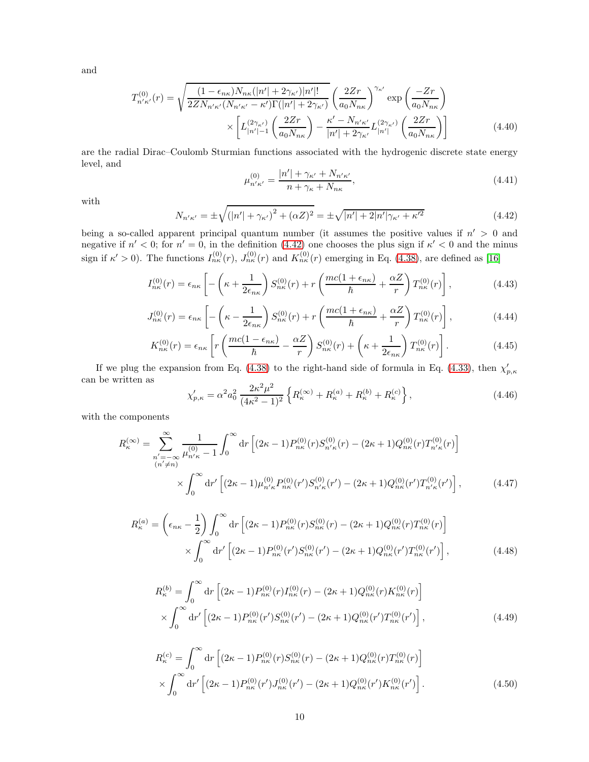and

$$
T^{(0)}_{n'\kappa'}(r) = \sqrt{\frac{(1-\epsilon_{n\kappa})N_{n\kappa}(|n'|+2\gamma_{\kappa'})|n'|!}{2ZN_{n'\kappa'}(N_{n'\kappa'}-\kappa')\Gamma(|n'|+2\gamma_{\kappa'})}} \left(\frac{2Zr}{a_0 N_{n\kappa}}\right)^{\gamma_{\kappa'}} \exp\left(\frac{-Zr}{a_0 N_{n\kappa}}\right) \\
\times \left[L^{(2\gamma_{\kappa'})}_{|n'|-1}\left(\frac{2Zr}{a_0 N_{n\kappa}}\right) - \frac{\kappa' - N_{n'\kappa'}}{|n'|+2\gamma_{\kappa'}} L^{(2\gamma_{\kappa'})}_{|n'|}\left(\frac{2Zr}{a_0 N_{n\kappa}}\right)\right] \tag{4.40}
$$

are the radial Dirac–Coulomb Sturmian functions associated with the hydrogenic discrete state energy level, and

$$
\mu^{(0)}_{n'\kappa'} = \frac{|n'|+\gamma_{\kappa'}+N_{n'\kappa'}}{n+\gamma_\kappa+N_{n\kappa}}, \tag{4.41}
$$

with

$$
N_{n'\kappa'} = \pm\sqrt{\left(|n'|+\gamma_{\kappa'}\right)^2+(\alpha Z)^2} = \pm\sqrt{|n'|+2|n'|\gamma_{\kappa'}+\kappa'^2} \tag{4.42}
$$

being a so-called apparent principal quantum number (it assumes the positive values if $n' > 0$ and negative if $n' < 0$; for $n' = 0$, in the definition (4.42) one chooses the plus sign if $\kappa' < 0$ and the minus sign if $\kappa' > 0$). The functions $I^{(0)}_{n\kappa}(r)$, $J^{(0)}_{n\kappa}(r)$ and $K^{(0)}_{n\kappa}(r)$ emerging in Eq. (4.38), are defined as [16]

$$
I^{(0)}_{n\kappa}(r) = \epsilon_{n\kappa}\left[-\left(\kappa+\frac{1}{2\epsilon_{n\kappa}}\right)S^{(0)}_{n\kappa}(r) + r\left(\frac{mc(1+\epsilon_{n\kappa})}{\hbar}+\frac{\alpha Z}{r}\right)T^{(0)}_{n\kappa}(r)\right], \tag{4.43}
$$

$$
J^{(0)}_{n\kappa}(r) = \epsilon_{n\kappa}\left[-\left(\kappa-\frac{1}{2\epsilon_{n\kappa}}\right)S^{(0)}_{n\kappa}(r) + r\left(\frac{mc(1+\epsilon_{n\kappa})}{\hbar}+\frac{\alpha Z}{r}\right)T^{(0)}_{n\kappa}(r)\right], \tag{4.44}
$$

$$
K^{(0)}_{n\kappa}(r) = \epsilon_{n\kappa}\left[r\left(\frac{mc(1-\epsilon_{n\kappa})}{\hbar}-\frac{\alpha Z}{r}\right)S^{(0)}_{n\kappa}(r) + \left(\kappa+\frac{1}{2\epsilon_{n\kappa}}\right)T^{(0)}_{n\kappa}(r)\right]. \tag{4.45}
$$

If we plug the expansion from Eq. (4.38) to the right-hand side of formula in Eq. (4.33), then $\chi'_{p,\kappa}$ can be written as

$$
\chi'_{p,\kappa} = \alpha^2 a_0^2\,\frac{2\kappa^2\mu^2}{(4\kappa^2-1)^2}\left\{R^{(\infty)}_\kappa + R^{(a)}_\kappa + R^{(b)}_\kappa + R^{(c)}_\kappa\right\}, \tag{4.46}
$$

with the components

$$
R^{(\infty)}_\kappa = \sum_{\substack{n'=-\infty\\(n'\neq n)}}^{\infty} \frac{1}{\mu^{(0)}_{n'\kappa}-1}\int_0^\infty \mathrm{d}r\left[(2\kappa-1)P^{(0)}_{n\kappa}(r)S^{(0)}_{n'\kappa}(r) - (2\kappa+1)Q^{(0)}_{n\kappa}(r)T^{(0)}_{n'\kappa}(r)\right] \\
\times \int_0^\infty \mathrm{d}r'\left[(2\kappa-1)\mu^{(0)}_{n'\kappa}P^{(0)}_{n\kappa}(r')S^{(0)}_{n'\kappa}(r') - (2\kappa+1)Q^{(0)}_{n\kappa}(r')T^{(0)}_{n'\kappa}(r')\right], \tag{4.47}
$$

$$
R^{(a)}_\kappa = \left(\epsilon_{n\kappa}-\frac{1}{2}\right)\int_0^\infty \mathrm{d}r\left[(2\kappa-1)P^{(0)}_{n\kappa}(r)S^{(0)}_{n\kappa}(r) - (2\kappa+1)Q^{(0)}_{n\kappa}(r)T^{(0)}_{n\kappa}(r)\right] \\
\times \int_0^\infty \mathrm{d}r'\left[(2\kappa-1)P^{(0)}_{n\kappa}(r')S^{(0)}_{n\kappa}(r') - (2\kappa+1)Q^{(0)}_{n\kappa}(r')T^{(0)}_{n\kappa}(r')\right], \tag{4.48}
$$

$$
R^{(b)}_\kappa = \int_0^\infty \mathrm{d}r\left[(2\kappa-1)P^{(0)}_{n\kappa}(r)I^{(0)}_{n\kappa}(r) - (2\kappa+1)Q^{(0)}_{n\kappa}(r)K^{(0)}_{n\kappa}(r)\right] \\
\times \int_0^\infty \mathrm{d}r'\left[(2\kappa-1)P^{(0)}_{n\kappa}(r')S^{(0)}_{n\kappa}(r') - (2\kappa+1)Q^{(0)}_{n\kappa}(r')T^{(0)}_{n\kappa}(r')\right], \tag{4.49}
$$

$$
R^{(c)}_\kappa = \int_0^\infty \mathrm{d}r\left[(2\kappa-1)P^{(0)}_{n\kappa}(r)S^{(0)}_{n\kappa}(r) - (2\kappa+1)Q^{(0)}_{n\kappa}(r)T^{(0)}_{n\kappa}(r)\right] \\
\times \int_0^\infty \mathrm{d}r'\left[(2\kappa-1)P^{(0)}_{n\kappa}(r')J^{(0)}_{n\kappa}(r') - (2\kappa+1)Q^{(0)}_{n\kappa}(r')K^{(0)}_{n\kappa}(r')\right]. \tag{4.50}
$$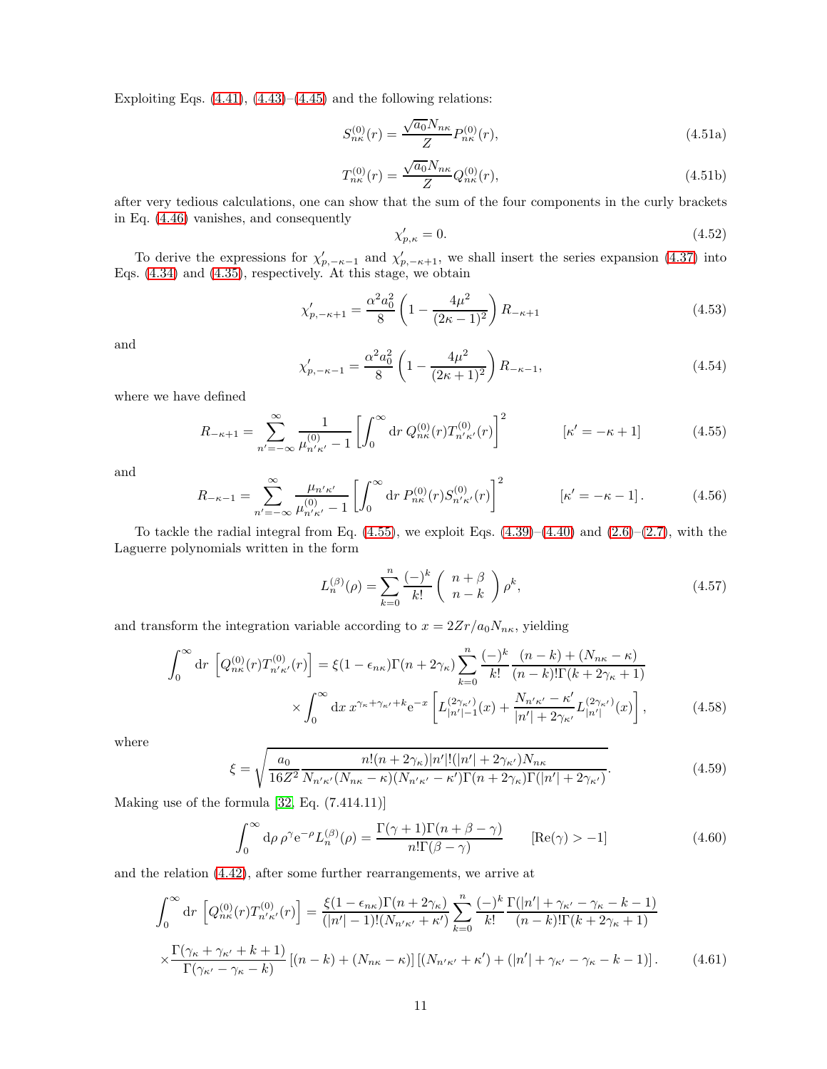Exploiting Eqs. (4.41), (4.43)–(4.45) and the following relations:

$$S^{(0)}_{n\kappa}(r) = \frac{\sqrt{a_0}N_{n\kappa}}{Z}P^{(0)}_{n\kappa}(r), \tag{4.51a}$$

$$T^{(0)}_{n\kappa}(r) = \frac{\sqrt{a_0}N_{n\kappa}}{Z}Q^{(0)}_{n\kappa}(r), \tag{4.51b}$$

after very tedious calculations, one can show that the sum of the four components in the curly brackets in Eq. (4.46) vanishes, and consequently

$$\chi'_{p,\kappa} = 0. \tag{4.52}$$

To derive the expressions for $\chi'_{p,-\kappa-1}$ and $\chi'_{p,-\kappa+1}$, we shall insert the series expansion (4.37) into Eqs. (4.34) and (4.35), respectively. At this stage, we obtain

$$\chi'_{p,-\kappa+1} = \frac{\alpha^2 a_0^2}{8}\left(1 - \frac{4\mu^2}{(2\kappa-1)^2}\right)R_{-\kappa+1} \tag{4.53}$$

and

$$\chi'_{p,-\kappa-1} = \frac{\alpha^2 a_0^2}{8}\left(1 - \frac{4\mu^2}{(2\kappa+1)^2}\right)R_{-\kappa-1}, \tag{4.54}$$

where we have defined

$$R_{-\kappa+1} = \sum_{n'=-\infty}^{\infty}\frac{1}{\mu^{(0)}_{n'\kappa'} - 1}\left[\int_0^\infty \mathrm{d}r\, Q^{(0)}_{n\kappa}(r)T^{(0)}_{n'\kappa'}(r)\right]^2 \qquad [\kappa' = -\kappa+1] \tag{4.55}$$

and

$$R_{-\kappa-1} = \sum_{n'=-\infty}^{\infty}\frac{\mu_{n'\kappa'}}{\mu^{(0)}_{n'\kappa'} - 1}\left[\int_0^\infty \mathrm{d}r\, P^{(0)}_{n\kappa}(r)S^{(0)}_{n'\kappa'}(r)\right]^2 \qquad [\kappa' = -\kappa-1]. \tag{4.56}$$

To tackle the radial integral from Eq. (4.55), we exploit Eqs. (4.39)–(4.40) and (2.6)–(2.7), with the Laguerre polynomials written in the form

$$L^{(\beta)}_n(\rho) = \sum_{k=0}^{n}\frac{(-)^k}{k!}\begin{pmatrix} n+\beta \\ n-k \end{pmatrix}\rho^k, \tag{4.57}$$

and transform the integration variable according to $x = 2Zr/a_0N_{n\kappa}$, yielding

$$\begin{aligned}\int_0^\infty \mathrm{d}r\, \left[Q^{(0)}_{n\kappa}(r)T^{(0)}_{n'\kappa'}(r)\right] &= \xi(1-\epsilon_{n\kappa})\Gamma(n+2\gamma_\kappa)\sum_{k=0}^{n}\frac{(-)^k}{k!}\frac{(n-k)+(N_{n\kappa}-\kappa)}{(n-k)!\Gamma(k+2\gamma_\kappa+1)} \\ &\quad\times\int_0^\infty \mathrm{d}x\, x^{\gamma_\kappa+\gamma_{\kappa'}+k}\mathrm{e}^{-x}\left[L^{(2\gamma_{\kappa'})}_{|n'|-1}(x) + \frac{N_{n'\kappa'}-\kappa'}{|n'|+2\gamma_{\kappa'}}L^{(2\gamma_{\kappa'})}_{|n'|}(x)\right],\end{aligned} \tag{4.58}$$

where

$$\xi = \sqrt{\frac{a_0}{16Z^2}\frac{n!(n+2\gamma_\kappa)|n'|!(|n'|+2\gamma_{\kappa'})N_{n\kappa}}{N_{n'\kappa'}(N_{n\kappa}-\kappa)(N_{n'\kappa'}-\kappa')\Gamma(n+2\gamma_\kappa)\Gamma(|n'|+2\gamma_{\kappa'})}}. \tag{4.59}$$

Making use of the formula [32, Eq. (7.414.11)]

$$\int_0^\infty \mathrm{d}\rho\, \rho^\gamma \mathrm{e}^{-\rho}L^{(\beta)}_n(\rho) = \frac{\Gamma(\gamma+1)\Gamma(n+\beta-\gamma)}{n!\Gamma(\beta-\gamma)} \qquad [\mathrm{Re}(\gamma) > -1] \tag{4.60}$$

and the relation (4.42), after some further rearrangements, we arrive at

$$\begin{aligned}\int_0^\infty \mathrm{d}r\, \left[Q^{(0)}_{n\kappa}(r)T^{(0)}_{n'\kappa'}(r)\right] &= \frac{\xi(1-\epsilon_{n\kappa})\Gamma(n+2\gamma_\kappa)}{(|n'|-1)!(N_{n'\kappa'}+\kappa')}\sum_{k=0}^{n}\frac{(-)^k}{k!}\frac{\Gamma(|n'|+\gamma_{\kappa'}-\gamma_\kappa-k-1)}{(n-k)!\Gamma(k+2\gamma_\kappa+1)} \\ &\times\frac{\Gamma(\gamma_\kappa+\gamma_{\kappa'}+k+1)}{\Gamma(\gamma_{\kappa'}-\gamma_\kappa-k)}\left[(n-k)+(N_{n\kappa}-\kappa)\right]\left[(N_{n'\kappa'}+\kappa')+(|n'|+\gamma_{\kappa'}-\gamma_\kappa-k-1)\right].\end{aligned} \tag{4.61}$$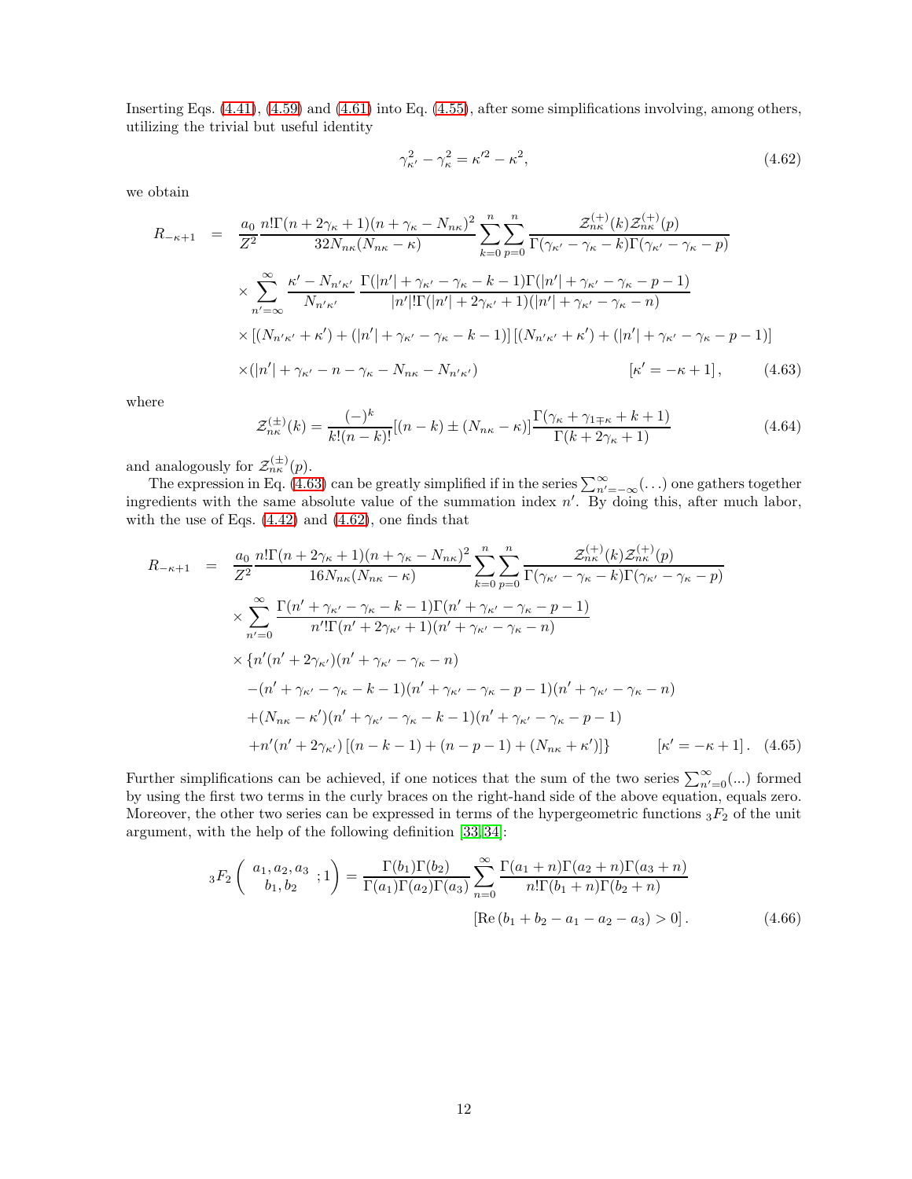Inserting Eqs. (4.41), (4.59) and (4.61) into Eq. (4.55), after some simplifications involving, among others, utilizing the trivial but useful identity

$$\gamma_{\kappa'}^2 - \gamma_\kappa^2 = \kappa'^2 - \kappa^2, \tag{4.62}$$

we obtain

$$\begin{aligned}
R_{-\kappa+1} \;=\;& \frac{a_0}{Z^2}\frac{n!\Gamma(n+2\gamma_\kappa+1)(n+\gamma_\kappa-N_{n\kappa})^2}{32N_{n\kappa}(N_{n\kappa}-\kappa)}\sum_{k=0}^{n}\sum_{p=0}^{n}\frac{\mathcal{Z}_{n\kappa}^{(+)}(k)\mathcal{Z}_{n\kappa}^{(+)}(p)}{\Gamma(\gamma_{\kappa'}-\gamma_\kappa-k)\Gamma(\gamma_{\kappa'}-\gamma_\kappa-p)} \\
&\times\sum_{n'=\infty}^{\infty}\frac{\kappa'-N_{n'\kappa'}}{N_{n'\kappa'}}\,\frac{\Gamma(|n'|+\gamma_{\kappa'}-\gamma_\kappa-k-1)\Gamma(|n'|+\gamma_{\kappa'}-\gamma_\kappa-p-1)}{|n'|!\Gamma(|n'|+2\gamma_{\kappa'}+1)(|n'|+\gamma_{\kappa'}-\gamma_\kappa-n)} \\
&\times\left[(N_{n'\kappa'}+\kappa')+(|n'|+\gamma_{\kappa'}-\gamma_\kappa-k-1)\right]\left[(N_{n'\kappa'}+\kappa')+(|n'|+\gamma_{\kappa'}-\gamma_\kappa-p-1)\right] \\
&\times(|n'|+\gamma_{\kappa'}-n-\gamma_\kappa-N_{n\kappa}-N_{n'\kappa'}) \qquad\qquad [\kappa'=-\kappa+1],
\end{aligned} \tag{4.63}$$

where

$$\mathcal{Z}_{n\kappa}^{(\pm)}(k) = \frac{(-)^k}{k!(n-k)!}[(n-k)\pm(N_{n\kappa}-\kappa)]\frac{\Gamma(\gamma_\kappa+\gamma_{1\mp\kappa}+k+1)}{\Gamma(k+2\gamma_\kappa+1)} \tag{4.64}$$

and analogously for $\mathcal{Z}_{n\kappa}^{(\pm)}(p)$.

The expression in Eq. (4.63) can be greatly simplified if in the series $\sum_{n'=-\infty}^{\infty}(\ldots)$ one gathers together ingredients with the same absolute value of the summation index $n'$. By doing this, after much labor, with the use of Eqs. (4.42) and (4.62), one finds that

$$\begin{aligned}
R_{-\kappa+1} \;=\;& \frac{a_0}{Z^2}\frac{n!\Gamma(n+2\gamma_\kappa+1)(n+\gamma_\kappa-N_{n\kappa})^2}{16N_{n\kappa}(N_{n\kappa}-\kappa)}\sum_{k=0}^{n}\sum_{p=0}^{n}\frac{\mathcal{Z}_{n\kappa}^{(+)}(k)\mathcal{Z}_{n\kappa}^{(+)}(p)}{\Gamma(\gamma_{\kappa'}-\gamma_\kappa-k)\Gamma(\gamma_{\kappa'}-\gamma_\kappa-p)} \\
&\times\sum_{n'=0}^{\infty}\frac{\Gamma(n'+\gamma_{\kappa'}-\gamma_\kappa-k-1)\Gamma(n'+\gamma_{\kappa'}-\gamma_\kappa-p-1)}{n'!\Gamma(n'+2\gamma_{\kappa'}+1)(n'+\gamma_{\kappa'}-\gamma_\kappa-n)} \\
&\times\{n'(n'+2\gamma_{\kappa'})(n'+\gamma_{\kappa'}-\gamma_\kappa-n) \\
&\quad-(n'+\gamma_{\kappa'}-\gamma_\kappa-k-1)(n'+\gamma_{\kappa'}-\gamma_\kappa-p-1)(n'+\gamma_{\kappa'}-\gamma_\kappa-n) \\
&\quad+(N_{n\kappa}-\kappa')(n'+\gamma_{\kappa'}-\gamma_\kappa-k-1)(n'+\gamma_{\kappa'}-\gamma_\kappa-p-1) \\
&\quad+n'(n'+2\gamma_{\kappa'})\left[(n-k-1)+(n-p-1)+(N_{n\kappa}+\kappa')\right]\} \qquad [\kappa'=-\kappa+1].
\end{aligned} \tag{4.65}$$

Further simplifications can be achieved, if one notices that the sum of the two series $\sum_{n'=0}^{\infty}(...)$ formed by using the first two terms in the curly braces on the right-hand side of the above equation, equals zero. Moreover, the other two series can be expressed in terms of the hypergeometric functions ${}_3F_2$ of the unit argument, with the help of the following definition [33, 34]:

$$\begin{aligned}
{}_3F_2\left(\begin{array}{c} a_1,a_2,a_3 \\ b_1,b_2 \end{array};1\right) = \frac{\Gamma(b_1)\Gamma(b_2)}{\Gamma(a_1)\Gamma(a_2)\Gamma(a_3)}\sum_{n=0}^{\infty}\frac{\Gamma(a_1+n)\Gamma(a_2+n)\Gamma(a_3+n)}{n!\Gamma(b_1+n)\Gamma(b_2+n)}& \\
[\mathrm{Re}\,(b_1+b_2-a_1-a_2-a_3)>0]&.
\end{aligned} \tag{4.66}$$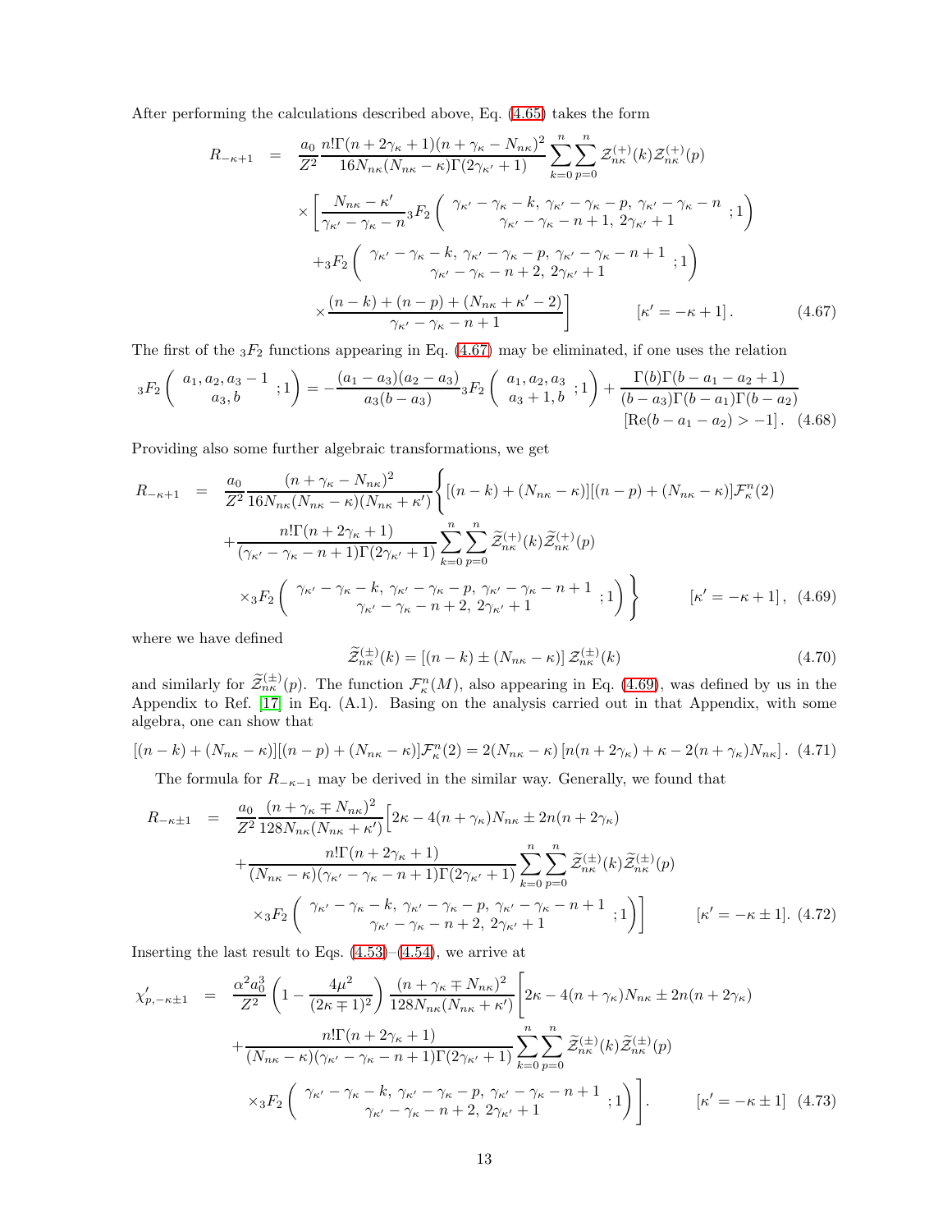After performing the calculations described above, Eq. (4.65) takes the form

$$
\begin{aligned}
R_{-\kappa+1} &= \frac{a_0}{Z^2}\frac{n!\Gamma(n+2\gamma_\kappa+1)(n+\gamma_\kappa-N_{n\kappa})^2}{16N_{n\kappa}(N_{n\kappa}-\kappa)\Gamma(2\gamma_{\kappa'}+1)}\sum_{k=0}^{n}\sum_{p=0}^{n}\mathcal{Z}_{n\kappa}^{(+)}(k)\mathcal{Z}_{n\kappa}^{(+)}(p) \\
&\quad\times\Bigg[\frac{N_{n\kappa}-\kappa'}{\gamma_{\kappa'}-\gamma_\kappa-n}\,{}_3F_2\left(\begin{array}{c}\gamma_{\kappa'}-\gamma_\kappa-k,\ \gamma_{\kappa'}-\gamma_\kappa-p,\ \gamma_{\kappa'}-\gamma_\kappa-n\\ \gamma_{\kappa'}-\gamma_\kappa-n+1,\ 2\gamma_{\kappa'}+1\end{array};1\right) \\
&\quad+{}_3F_2\left(\begin{array}{c}\gamma_{\kappa'}-\gamma_\kappa-k,\ \gamma_{\kappa'}-\gamma_\kappa-p,\ \gamma_{\kappa'}-\gamma_\kappa-n+1\\ \gamma_{\kappa'}-\gamma_\kappa-n+2,\ 2\gamma_{\kappa'}+1\end{array};1\right) \\
&\quad\times\frac{(n-k)+(n-p)+(N_{n\kappa}+\kappa'-2)}{\gamma_{\kappa'}-\gamma_\kappa-n+1}\Bigg] \qquad [\kappa'=-\kappa+1]\,. \qquad (4.67)
\end{aligned}
$$

The first of the ${}_3F_2$ functions appearing in Eq. (4.67) may be eliminated, if one uses the relation

$$
{}_3F_2\left(\begin{array}{c}a_1,a_2,a_3-1\\ a_3,b\end{array};1\right)=-\frac{(a_1-a_3)(a_2-a_3)}{a_3(b-a_3)}\,{}_3F_2\left(\begin{array}{c}a_1,a_2,a_3\\ a_3+1,b\end{array};1\right)+\frac{\Gamma(b)\Gamma(b-a_1-a_2+1)}{(b-a_3)\Gamma(b-a_1)\Gamma(b-a_2)}
$$
$$
[\mathrm{Re}(b-a_1-a_2)>-1]\,. \qquad (4.68)
$$

Providing also some further algebraic transformations, we get

$$
\begin{aligned}
R_{-\kappa+1} &= \frac{a_0}{Z^2}\frac{(n+\gamma_\kappa-N_{n\kappa})^2}{16N_{n\kappa}(N_{n\kappa}-\kappa)(N_{n\kappa}+\kappa')}\Bigg\{[(n-k)+(N_{n\kappa}-\kappa)][(n-p)+(N_{n\kappa}-\kappa)]\mathcal{F}_\kappa^n(2) \\
&\quad+\frac{n!\Gamma(n+2\gamma_\kappa+1)}{(\gamma_{\kappa'}-\gamma_\kappa-n+1)\Gamma(2\gamma_{\kappa'}+1)}\sum_{k=0}^{n}\sum_{p=0}^{n}\widetilde{\mathcal{Z}}_{n\kappa}^{(+)}(k)\widetilde{\mathcal{Z}}_{n\kappa}^{(+)}(p) \\
&\quad\times{}_3F_2\left(\begin{array}{c}\gamma_{\kappa'}-\gamma_\kappa-k,\ \gamma_{\kappa'}-\gamma_\kappa-p,\ \gamma_{\kappa'}-\gamma_\kappa-n+1\\ \gamma_{\kappa'}-\gamma_\kappa-n+2,\ 2\gamma_{\kappa'}+1\end{array};1\right)\Bigg\} \qquad [\kappa'=-\kappa+1]\,, \qquad (4.69)
\end{aligned}
$$

where we have defined

$$
\widetilde{\mathcal{Z}}_{n\kappa}^{(\pm)}(k)=[(n-k)\pm(N_{n\kappa}-\kappa)]\,\mathcal{Z}_{n\kappa}^{(\pm)}(k) \qquad (4.70)
$$

and similarly for $\widetilde{\mathcal{Z}}_{n\kappa}^{(\pm)}(p)$. The function $\mathcal{F}_\kappa^n(M)$, also appearing in Eq. (4.69), was defined by us in the Appendix to Ref. [17] in Eq. (A.1). Basing on the analysis carried out in that Appendix, with some algebra, one can show that

$$
[(n-k)+(N_{n\kappa}-\kappa)][(n-p)+(N_{n\kappa}-\kappa)]\mathcal{F}_\kappa^n(2)=2(N_{n\kappa}-\kappa)\left[n(n+2\gamma_\kappa)+\kappa-2(n+\gamma_\kappa)N_{n\kappa}\right]. \quad (4.71)
$$

The formula for $R_{-\kappa-1}$ may be derived in the similar way. Generally, we found that

$$
\begin{aligned}
R_{-\kappa\pm1} &= \frac{a_0}{Z^2}\frac{(n+\gamma_\kappa\mp N_{n\kappa})^2}{128N_{n\kappa}(N_{n\kappa}+\kappa')}\Big[2\kappa-4(n+\gamma_\kappa)N_{n\kappa}\pm2n(n+2\gamma_\kappa) \\
&\quad+\frac{n!\Gamma(n+2\gamma_\kappa+1)}{(N_{n\kappa}-\kappa)(\gamma_{\kappa'}-\gamma_\kappa-n+1)\Gamma(2\gamma_{\kappa'}+1)}\sum_{k=0}^{n}\sum_{p=0}^{n}\widetilde{\mathcal{Z}}_{n\kappa}^{(\pm)}(k)\widetilde{\mathcal{Z}}_{n\kappa}^{(\pm)}(p) \\
&\quad\times{}_3F_2\left(\begin{array}{c}\gamma_{\kappa'}-\gamma_\kappa-k,\ \gamma_{\kappa'}-\gamma_\kappa-p,\ \gamma_{\kappa'}-\gamma_\kappa-n+1\\ \gamma_{\kappa'}-\gamma_\kappa-n+2,\ 2\gamma_{\kappa'}+1\end{array};1\right)\Big] \qquad [\kappa'=-\kappa\pm1]. \qquad (4.72)
\end{aligned}
$$

Inserting the last result to Eqs. (4.53)–(4.54), we arrive at

$$
\begin{aligned}
\chi'_{p,-\kappa\pm1} &= \frac{\alpha^2a_0^3}{Z^2}\left(1-\frac{4\mu^2}{(2\kappa\mp1)^2}\right)\frac{(n+\gamma_\kappa\mp N_{n\kappa})^2}{128N_{n\kappa}(N_{n\kappa}+\kappa')}\Bigg[2\kappa-4(n+\gamma_\kappa)N_{n\kappa}\pm2n(n+2\gamma_\kappa) \\
&\quad+\frac{n!\Gamma(n+2\gamma_\kappa+1)}{(N_{n\kappa}-\kappa)(\gamma_{\kappa'}-\gamma_\kappa-n+1)\Gamma(2\gamma_{\kappa'}+1)}\sum_{k=0}^{n}\sum_{p=0}^{n}\widetilde{\mathcal{Z}}_{n\kappa}^{(\pm)}(k)\widetilde{\mathcal{Z}}_{n\kappa}^{(\pm)}(p) \\
&\quad\times{}_3F_2\left(\begin{array}{c}\gamma_{\kappa'}-\gamma_\kappa-k,\ \gamma_{\kappa'}-\gamma_\kappa-p,\ \gamma_{\kappa'}-\gamma_\kappa-n+1\\ \gamma_{\kappa'}-\gamma_\kappa-n+2,\ 2\gamma_{\kappa'}+1\end{array};1\right)\Bigg]. \qquad [\kappa'=-\kappa\pm1] \quad (4.73)
\end{aligned}
$$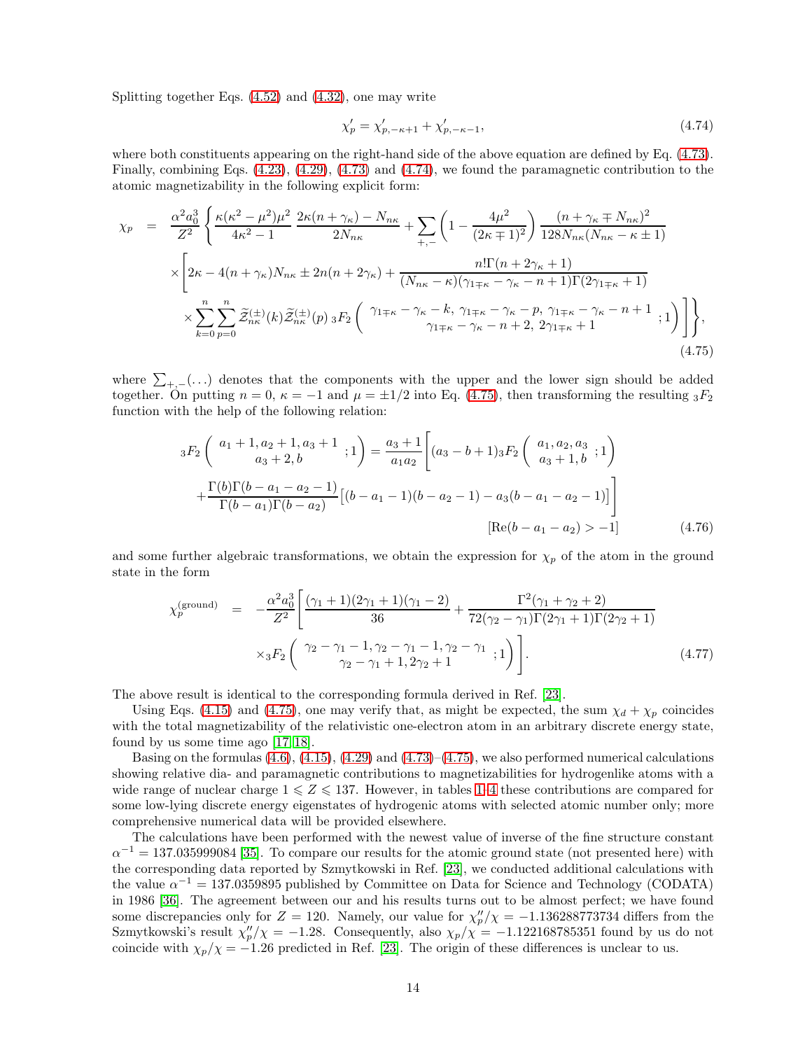Splitting together Eqs. (4.52) and (4.32), one may write

$$\chi_p' = \chi_{p,-\kappa+1}' + \chi_{p,-\kappa-1}', \tag{4.74}$$

where both constituents appearing on the right-hand side of the above equation are defined by Eq. (4.73). Finally, combining Eqs. (4.23), (4.29), (4.73) and (4.74), we found the paramagnetic contribution to the atomic magnetizability in the following explicit form:

$$\begin{aligned}
\chi_p &= \frac{\alpha^2 a_0^3}{Z^2} \Bigg\{ \frac{\kappa(\kappa^2-\mu^2)\mu^2}{4\kappa^2-1} \, \frac{2\kappa(n+\gamma_\kappa) - N_{n\kappa}}{2N_{n\kappa}} + \sum_{+,-} \left(1 - \frac{4\mu^2}{(2\kappa \mp 1)^2}\right) \frac{(n+\gamma_\kappa \mp N_{n\kappa})^2}{128 N_{n\kappa}(N_{n\kappa} - \kappa \pm 1)} \\
&\quad \times \Bigg[ 2\kappa - 4(n+\gamma_\kappa)N_{n\kappa} \pm 2n(n+2\gamma_\kappa) + \frac{n!\Gamma(n+2\gamma_\kappa+1)}{(N_{n\kappa}-\kappa)(\gamma_{1\mp\kappa} - \gamma_\kappa - n + 1)\Gamma(2\gamma_{1\mp\kappa}+1)} \\
&\quad \times \sum_{k=0}^{n}\sum_{p=0}^{n} \widetilde{\mathcal{Z}}_{n\kappa}^{(\pm)}(k)\widetilde{\mathcal{Z}}_{n\kappa}^{(\pm)}(p) \, {}_3F_2\left( \begin{array}{c} \gamma_{1\mp\kappa} - \gamma_\kappa - k, \, \gamma_{1\mp\kappa} - \gamma_\kappa - p, \, \gamma_{1\mp\kappa} - \gamma_\kappa - n + 1 \\ \gamma_{1\mp\kappa} - \gamma_\kappa - n + 2, \, 2\gamma_{1\mp\kappa} + 1 \end{array} ; 1 \right) \Bigg] \Bigg\},
\end{aligned} \tag{4.75}$$

where $\sum_{+,-}(\ldots)$ denotes that the components with the upper and the lower sign should be added together. On putting $n = 0$, $\kappa = -1$ and $\mu = \pm 1/2$ into Eq. (4.75), then transforming the resulting ${}_3F_2$ function with the help of the following relation:

$$\begin{aligned}
{}_3F_2\left( \begin{array}{c} a_1+1, a_2+1, a_3+1 \\ a_3+2, b \end{array} ; 1 \right) &= \frac{a_3+1}{a_1 a_2} \Bigg[ (a_3 - b + 1) {}_3F_2\left( \begin{array}{c} a_1, a_2, a_3 \\ a_3+1, b \end{array} ; 1 \right) \\
&\quad + \frac{\Gamma(b)\Gamma(b-a_1-a_2-1)}{\Gamma(b-a_1)\Gamma(b-a_2)} \big[ (b-a_1-1)(b-a_2-1) - a_3(b-a_1-a_2-1) \big] \Bigg] \\
&\qquad [\mathrm{Re}(b-a_1-a_2) > -1]
\end{aligned} \tag{4.76}$$

and some further algebraic transformations, we obtain the expression for $\chi_p$ of the atom in the ground state in the form

$$\begin{aligned}
\chi_p^{(\mathrm{ground})} &= -\frac{\alpha^2 a_0^3}{Z^2} \Bigg[ \frac{(\gamma_1+1)(2\gamma_1+1)(\gamma_1-2)}{36} + \frac{\Gamma^2(\gamma_1+\gamma_2+2)}{72(\gamma_2-\gamma_1)\Gamma(2\gamma_1+1)\Gamma(2\gamma_2+1)} \\
&\quad \times {}_3F_2\left( \begin{array}{c} \gamma_2-\gamma_1-1, \gamma_2-\gamma_1-1, \gamma_2-\gamma_1 \\ \gamma_2-\gamma_1+1, 2\gamma_2+1 \end{array} ; 1 \right) \Bigg].
\end{aligned} \tag{4.77}$$

The above result is identical to the corresponding formula derived in Ref. [23].

Using Eqs. (4.15) and (4.75), one may verify that, as might be expected, the sum $\chi_d + \chi_p$ coincides with the total magnetizability of the relativistic one-electron atom in an arbitrary discrete energy state, found by us some time ago [17, 18].

Basing on the formulas (4.6), (4.15), (4.29) and (4.73)–(4.75), we also performed numerical calculations showing relative dia- and paramagnetic contributions to magnetizabilities for hydrogenlike atoms with a wide range of nuclear charge $1 \leqslant Z \leqslant 137$. However, in tables 1–4 these contributions are compared for some low-lying discrete energy eigenstates of hydrogenic atoms with selected atomic number only; more comprehensive numerical data will be provided elsewhere.

The calculations have been performed with the newest value of inverse of the fine structure constant $\alpha^{-1} = 137.035999084$ [35]. To compare our results for the atomic ground state (not presented here) with the corresponding data reported by Szmytkowski in Ref. [23], we conducted additional calculations with the value $\alpha^{-1} = 137.0359895$ published by Committee on Data for Science and Technology (CODATA) in 1986 [36]. The agreement between our and his results turns out to be almost perfect; we have found some discrepancies only for $Z = 120$. Namely, our value for $\chi_p''/\chi = -1.136288773734$ differs from the Szmytkowski's result $\chi_p''/\chi = -1.28$. Consequently, also $\chi_p/\chi = -1.122168785351$ found by us do not coincide with $\chi_p/\chi = -1.26$ predicted in Ref. [23]. The origin of these differences is unclear to us.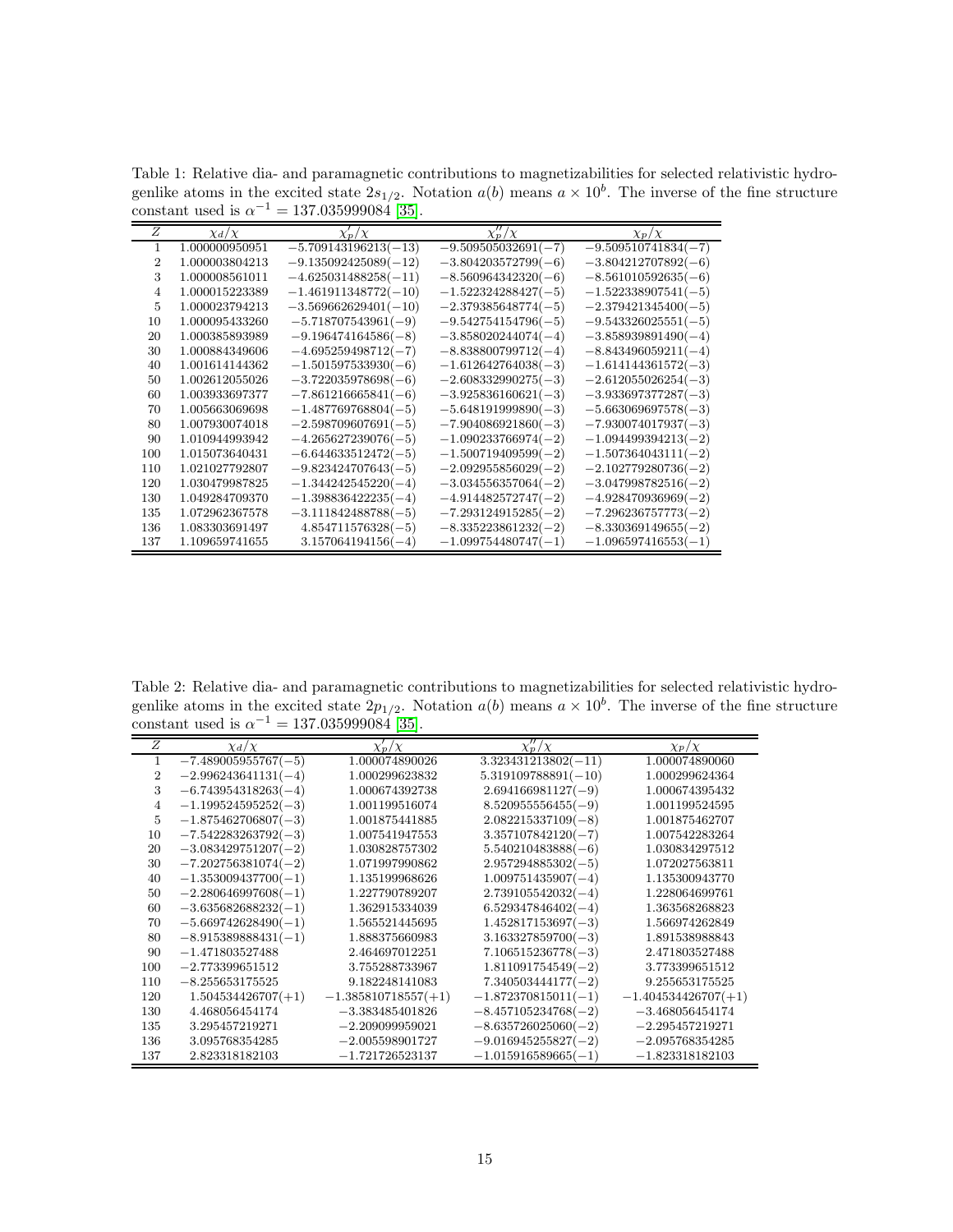Table 1: Relative dia- and paramagnetic contributions to magnetizabilities for selected relativistic hydrogenlike atoms in the excited state $2s_{1/2}$. Notation $a(b)$ means $a \times 10^b$. The inverse of the fine structure constant used is $\alpha^{-1} = 137.035999084$ [35].

| $Z$ | $\chi_d/\chi$ | $\chi_p'/\chi$ | $\chi_p''/\chi$ | $\chi_p/\chi$ |
|---|---|---|---|---|
| 1 | 1.000000950951 | $-5.709143196213(-13)$ | $-9.509505032691(-7)$ | $-9.509510741834(-7)$ |
| 2 | 1.000003804213 | $-9.135092425089(-12)$ | $-3.804203572799(-6)$ | $-3.804212707892(-6)$ |
| 3 | 1.000008561011 | $-4.625031488258(-11)$ | $-8.560964342320(-6)$ | $-8.561010592635(-6)$ |
| 4 | 1.000015223389 | $-1.461911348772(-10)$ | $-1.522324288427(-5)$ | $-1.522338907541(-5)$ |
| 5 | 1.000023794213 | $-3.569662629401(-10)$ | $-2.379385648774(-5)$ | $-2.379421345400(-5)$ |
| 10 | 1.000095433260 | $-5.718707543961(-9)$ | $-9.542754154796(-5)$ | $-9.543326025551(-5)$ |
| 20 | 1.000385893989 | $-9.196474164586(-8)$ | $-3.858020244074(-4)$ | $-3.858939891490(-4)$ |
| 30 | 1.000884349606 | $-4.695259498712(-7)$ | $-8.838800799712(-4)$ | $-8.843496059211(-4)$ |
| 40 | 1.001614144362 | $-1.501597533930(-6)$ | $-1.612642764038(-3)$ | $-1.614144361572(-3)$ |
| 50 | 1.002612055026 | $-3.722035978698(-6)$ | $-2.608332990275(-3)$ | $-2.612055026254(-3)$ |
| 60 | 1.003933697377 | $-7.861216665841(-6)$ | $-3.925836160621(-3)$ | $-3.933697377287(-3)$ |
| 70 | 1.005663069698 | $-1.487769768804(-5)$ | $-5.648191999890(-3)$ | $-5.663069697578(-3)$ |
| 80 | 1.007930074018 | $-2.598709607691(-5)$ | $-7.904086921860(-3)$ | $-7.930074017937(-3)$ |
| 90 | 1.010944993942 | $-4.265627239076(-5)$ | $-1.090233766974(-2)$ | $-1.094499394213(-2)$ |
| 100 | 1.015073640431 | $-6.644633512472(-5)$ | $-1.500719409599(-2)$ | $-1.507364043111(-2)$ |
| 110 | 1.021027792807 | $-9.823424707643(-5)$ | $-2.092955856029(-2)$ | $-2.102779280736(-2)$ |
| 120 | 1.030479987825 | $-1.344242545220(-4)$ | $-3.034556357064(-2)$ | $-3.047998782516(-2)$ |
| 130 | 1.049284709370 | $-1.398836422235(-4)$ | $-4.914482572747(-2)$ | $-4.928470936969(-2)$ |
| 135 | 1.072962367578 | $-3.111842488788(-5)$ | $-7.293124915285(-2)$ | $-7.296236757773(-2)$ |
| 136 | 1.083303691497 | $4.854711576328(-5)$ | $-8.335223861232(-2)$ | $-8.330369149655(-2)$ |
| 137 | 1.109659741655 | $3.157064194156(-4)$ | $-1.099754480747(-1)$ | $-1.096597416553(-1)$ |

Table 2: Relative dia- and paramagnetic contributions to magnetizabilities for selected relativistic hydrogenlike atoms in the excited state $2p_{1/2}$. Notation $a(b)$ means $a \times 10^b$. The inverse of the fine structure constant used is $\alpha^{-1} = 137.035999084$ [35].

| $Z$ | $\chi_d/\chi$ | $\chi_p'/\chi$ | $\chi_p''/\chi$ | $\chi_p/\chi$ |
|---|---|---|---|---|
| 1 | $-7.489005955767(-5)$ | 1.000074890026 | $3.323431213802(-11)$ | 1.000074890060 |
| 2 | $-2.996243641131(-4)$ | 1.000299623832 | $5.319109788891(-10)$ | 1.000299624364 |
| 3 | $-6.743954318263(-4)$ | 1.000674392738 | $2.694166981127(-9)$ | 1.000674395432 |
| 4 | $-1.199524595252(-3)$ | 1.001199516074 | $8.520955556455(-9)$ | 1.001199524595 |
| 5 | $-1.875462706807(-3)$ | 1.001875441885 | $2.082215337109(-8)$ | 1.001875462707 |
| 10 | $-7.542283263792(-3)$ | 1.007541947553 | $3.357107842120(-7)$ | 1.007542283264 |
| 20 | $-3.083429751207(-2)$ | 1.030828757302 | $5.540210483888(-6)$ | 1.030834297512 |
| 30 | $-7.202756381074(-2)$ | 1.071997990862 | $2.957294885302(-5)$ | 1.072027563811 |
| 40 | $-1.353009437700(-1)$ | 1.135199968626 | $1.009751435907(-4)$ | 1.135300943770 |
| 50 | $-2.280646997608(-1)$ | 1.227790789207 | $2.739105542032(-4)$ | 1.228064699761 |
| 60 | $-3.635682688232(-1)$ | 1.362915334039 | $6.529347846402(-4)$ | 1.363568268823 |
| 70 | $-5.669742628490(-1)$ | 1.565521445695 | $1.452817153697(-3)$ | 1.566974262849 |
| 80 | $-8.915389888431(-1)$ | 1.888375660983 | $3.163327859700(-3)$ | 1.891538988843 |
| 90 | $-1.471803527488$ | 2.464697012251 | $7.106515236778(-3)$ | 2.471803527488 |
| 100 | $-2.773399651512$ | 3.755288733967 | $1.811091754549(-2)$ | 3.773399651512 |
| 110 | $-8.255653175525$ | 9.182248141083 | $7.340503444177(-2)$ | 9.255653175525 |
| 120 | $1.504534426707(+1)$ | $-1.385810718557(+1)$ | $-1.872370815011(-1)$ | $-1.404534426707(+1)$ |
| 130 | 4.468056454174 | $-3.383485401826$ | $-8.457105234768(-2)$ | $-3.468056454174$ |
| 135 | 3.295457219271 | $-2.209099959021$ | $-8.635726025060(-2)$ | $-2.295457219271$ |
| 136 | 3.095768354285 | $-2.005598901727$ | $-9.016945255827(-2)$ | $-2.095768354285$ |
| 137 | 2.823318182103 | $-1.721726523137$ | $-1.015916589665(-1)$ | $-1.823318182103$ |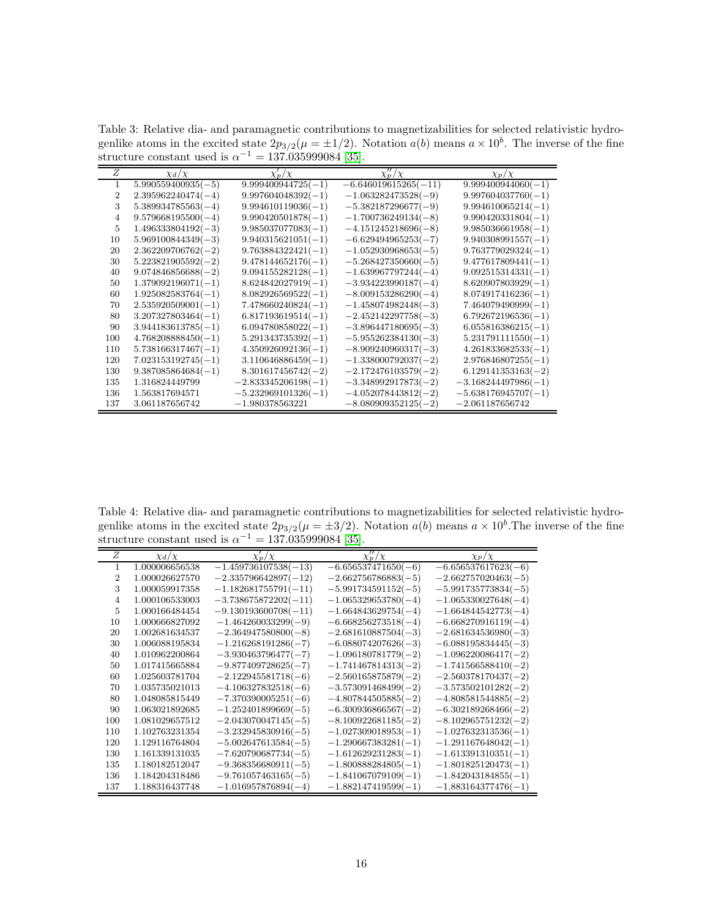Table 3: Relative dia- and paramagnetic contributions to magnetizabilities for selected relativistic hydrogenlike atoms in the excited state $2p_{3/2}(\mu = \pm 1/2)$. Notation $a(b)$ means $a \times 10^b$. The inverse of the fine structure constant used is $\alpha^{-1} = 137.035999084$ [35].

| $Z$ | $\chi_d/\chi$ | $\chi_p'/\chi$ | $\chi_p''/\chi$ | $\chi_p/\chi$ |
|---|---|---|---|---|
| 1 | 5.990559400935(−5) | 9.999400944725(−1) | −6.646019615265(−11) | 9.999400944060(−1) |
| 2 | 2.395962240474(−4) | 9.997604048392(−1) | −1.063282473528(−9) | 9.997604037760(−1) |
| 3 | 5.389934785563(−4) | 9.994610119036(−1) | −5.382187296677(−9) | 9.994610065214(−1) |
| 4 | 9.579668195500(−4) | 9.990420501878(−1) | −1.700736249134(−8) | 9.990420331804(−1) |
| 5 | 1.496333804192(−3) | 9.985037077083(−1) | −4.151245218696(−8) | 9.985036661958(−1) |
| 10 | 5.969100844349(−3) | 9.940315621051(−1) | −6.629494965253(−7) | 9.940308991557(−1) |
| 20 | 2.362209706762(−2) | 9.763884322421(−1) | −1.052930968653(−5) | 9.763779029324(−1) |
| 30 | 5.223821905592(−2) | 9.478144652176(−1) | −5.268427350660(−5) | 9.477617809441(−1) |
| 40 | 9.074846856688(−2) | 9.094155282128(−1) | −1.639967797244(−4) | 9.092515314331(−1) |
| 50 | 1.379092196071(−1) | 8.624842027919(−1) | −3.934223990187(−4) | 8.620907803929(−1) |
| 60 | 1.925082583764(−1) | 8.082926569522(−1) | −8.009153286290(−4) | 8.074917416236(−1) |
| 70 | 2.535920509001(−1) | 7.478660240824(−1) | −1.458074982448(−3) | 7.464079490999(−1) |
| 80 | 3.207327803464(−1) | 6.817193619514(−1) | −2.452142297758(−3) | 6.792672196536(−1) |
| 90 | 3.944183613785(−1) | 6.094780858022(−1) | −3.896447180695(−3) | 6.055816386215(−1) |
| 100 | 4.768208888450(−1) | 5.291343735392(−1) | −5.955262384130(−3) | 5.231791111550(−1) |
| 110 | 5.738166317467(−1) | 4.350926092136(−1) | −8.909240960317(−3) | 4.261833682533(−1) |
| 120 | 7.023153192745(−1) | 3.110646886459(−1) | −1.338000792037(−2) | 2.976846807255(−1) |
| 130 | 9.387085864684(−1) | 8.301617456742(−2) | −2.172476103579(−2) | 6.129141353163(−2) |
| 135 | 1.316824449799 | −2.833345206198(−1) | −3.348992917873(−2) | −3.168244497986(−1) |
| 136 | 1.563817694571 | −5.232969101326(−1) | −4.052078443812(−2) | −5.638176945707(−1) |
| 137 | 3.061187656742 | −1.980378563221 | −8.080909352125(−2) | −2.061187656742 |

Table 4: Relative dia- and paramagnetic contributions to magnetizabilities for selected relativistic hydrogenlike atoms in the excited state $2p_{3/2}(\mu = \pm 3/2)$. Notation $a(b)$ means $a \times 10^b$.The inverse of the fine structure constant used is $\alpha^{-1} = 137.035999084$ [35].

| $Z$ | $\chi_d/\chi$ | $\chi_p'/\chi$ | $\chi_p''/\chi$ | $\chi_p/\chi$ |
|---|---|---|---|---|
| 1 | 1.000006656538 | −1.459736107538(−13) | −6.656537471650(−6) | −6.656537617623(−6) |
| 2 | 1.000026627570 | −2.335796642897(−12) | −2.662756786883(−5) | −2.662757020463(−5) |
| 3 | 1.000059917358 | −1.182681755791(−11) | −5.991734591152(−5) | −5.991735773834(−5) |
| 4 | 1.000106533003 | −3.738675872202(−11) | −1.065329653780(−4) | −1.065330027648(−4) |
| 5 | 1.000166484454 | −9.130193600708(−11) | −1.664843629754(−4) | −1.664844542773(−4) |
| 10 | 1.000666827092 | −1.464260033299(−9) | −6.668256273518(−4) | −6.668270916119(−4) |
| 20 | 1.002681634537 | −2.364947580800(−8) | −2.681610887504(−3) | −2.681634536980(−3) |
| 30 | 1.006088195834 | −1.216268191286(−7) | −6.088074207626(−3) | −6.088195834445(−3) |
| 40 | 1.010962200864 | −3.930463796477(−7) | −1.096180781779(−2) | −1.096220086417(−2) |
| 50 | 1.017415665884 | −9.877409728625(−7) | −1.741467814313(−2) | −1.741566588410(−2) |
| 60 | 1.025603781704 | −2.122945581718(−6) | −2.560165875879(−2) | −2.560378170437(−2) |
| 70 | 1.035735021013 | −4.106327832518(−6) | −3.573091468499(−2) | −3.573502101282(−2) |
| 80 | 1.048085815449 | −7.370390005251(−6) | −4.807844505885(−2) | −4.808581544885(−2) |
| 90 | 1.063021892685 | −1.252401899669(−5) | −6.300936866567(−2) | −6.302189268466(−2) |
| 100 | 1.081029657512 | −2.043070047145(−5) | −8.100922681185(−2) | −8.102965751232(−2) |
| 110 | 1.102763231354 | −3.232945830916(−5) | −1.027309018953(−1) | −1.027632313536(−1) |
| 120 | 1.129116764804 | −5.002647613584(−5) | −1.290667383281(−1) | −1.291167648042(−1) |
| 130 | 1.161339131035 | −7.620790687734(−5) | −1.612629231283(−1) | −1.613391310351(−1) |
| 135 | 1.180182512047 | −9.368356680911(−5) | −1.800888284805(−1) | −1.801825120473(−1) |
| 136 | 1.184204318486 | −9.761057463165(−5) | −1.841067079109(−1) | −1.842043184855(−1) |
| 137 | 1.188316437748 | −1.016957876894(−4) | −1.882147419599(−1) | −1.883164377476(−1) |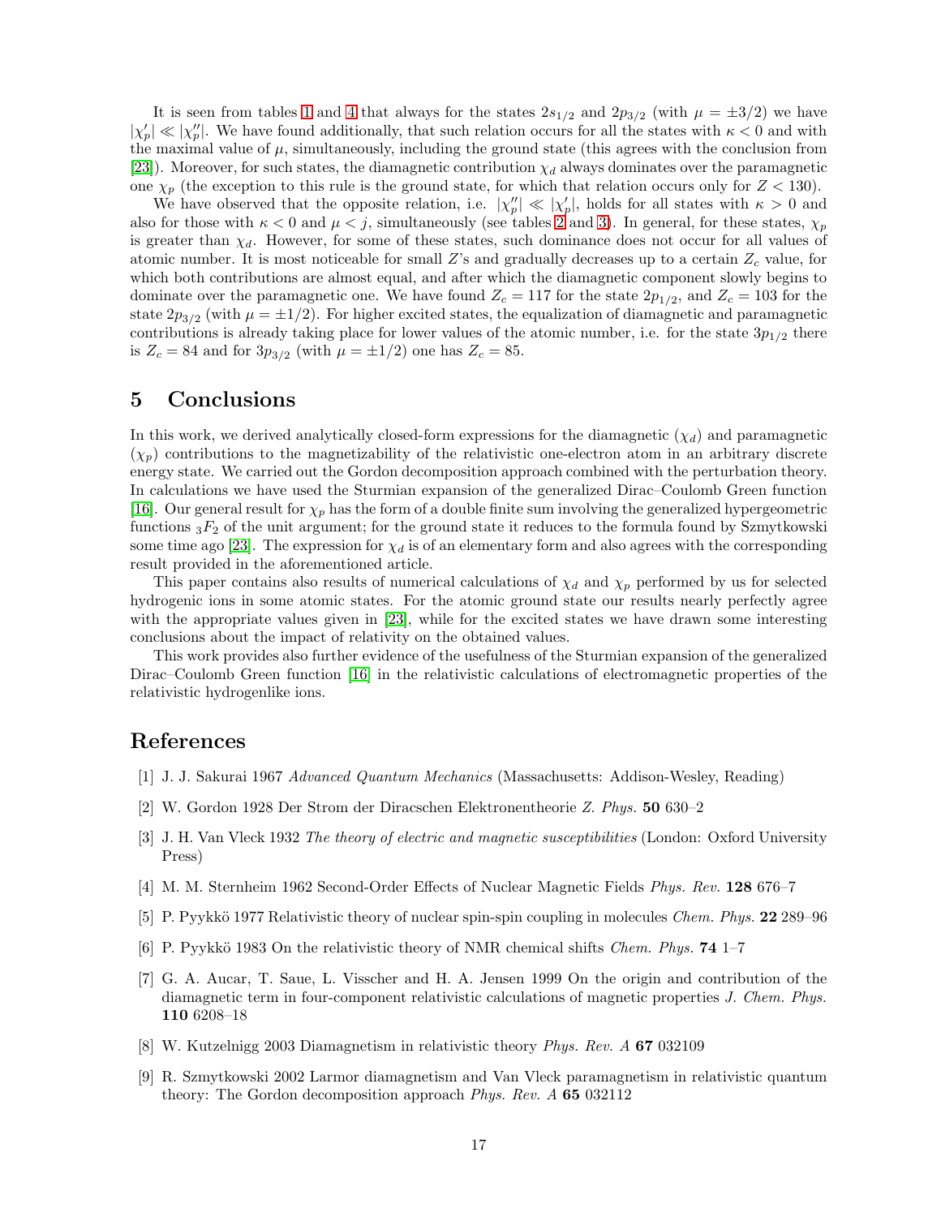It is seen from tables 1 and 4 that always for the states $2s_{1/2}$ and $2p_{3/2}$ (with $\mu = \pm 3/2$) we have $|\chi_p'| \ll |\chi_p''|$. We have found additionally, that such relation occurs for all the states with $\kappa < 0$ and with the maximal value of $\mu$, simultaneously, including the ground state (this agrees with the conclusion from [23]). Moreover, for such states, the diamagnetic contribution $\chi_d$ always dominates over the paramagnetic one $\chi_p$ (the exception to this rule is the ground state, for which that relation occurs only for $Z < 130$).

We have observed that the opposite relation, i.e. $|\chi_p''| \ll |\chi_p'|$, holds for all states with $\kappa > 0$ and also for those with $\kappa < 0$ and $\mu < j$, simultaneously (see tables 2 and 3). In general, for these states, $\chi_p$ is greater than $\chi_d$. However, for some of these states, such dominance does not occur for all values of atomic number. It is most noticeable for small $Z$'s and gradually decreases up to a certain $Z_c$ value, for which both contributions are almost equal, and after which the diamagnetic component slowly begins to dominate over the paramagnetic one. We have found $Z_c = 117$ for the state $2p_{1/2}$, and $Z_c = 103$ for the state $2p_{3/2}$ (with $\mu = \pm 1/2$). For higher excited states, the equalization of diamagnetic and paramagnetic contributions is already taking place for lower values of the atomic number, i.e. for the state $3p_{1/2}$ there is $Z_c = 84$ and for $3p_{3/2}$ (with $\mu = \pm 1/2$) one has $Z_c = 85$.

# 5 Conclusions

In this work, we derived analytically closed-form expressions for the diamagnetic ($\chi_d$) and paramagnetic ($\chi_p$) contributions to the magnetizability of the relativistic one-electron atom in an arbitrary discrete energy state. We carried out the Gordon decomposition approach combined with the perturbation theory. In calculations we have used the Sturmian expansion of the generalized Dirac–Coulomb Green function [16]. Our general result for $\chi_p$ has the form of a double finite sum involving the generalized hypergeometric functions ${}_3F_2$ of the unit argument; for the ground state it reduces to the formula found by Szmytkowski some time ago [23]. The expression for $\chi_d$ is of an elementary form and also agrees with the corresponding result provided in the aforementioned article.

This paper contains also results of numerical calculations of $\chi_d$ and $\chi_p$ performed by us for selected hydrogenic ions in some atomic states. For the atomic ground state our results nearly perfectly agree with the appropriate values given in [23], while for the excited states we have drawn some interesting conclusions about the impact of relativity on the obtained values.

This work provides also further evidence of the usefulness of the Sturmian expansion of the generalized Dirac–Coulomb Green function [16] in the relativistic calculations of electromagnetic properties of the relativistic hydrogenlike ions.

# References

[1] J. J. Sakurai 1967 *Advanced Quantum Mechanics* (Massachusetts: Addison-Wesley, Reading)

[2] W. Gordon 1928 Der Strom der Diracschen Elektronentheorie *Z. Phys.* **50** 630–2

[3] J. H. Van Vleck 1932 *The theory of electric and magnetic susceptibilities* (London: Oxford University Press)

[4] M. M. Sternheim 1962 Second-Order Effects of Nuclear Magnetic Fields *Phys. Rev.* **128** 676–7

[5] P. Pyykkö 1977 Relativistic theory of nuclear spin-spin coupling in molecules *Chem. Phys.* **22** 289–96

[6] P. Pyykkö 1983 On the relativistic theory of NMR chemical shifts *Chem. Phys.* **74** 1–7

[7] G. A. Aucar, T. Saue, L. Visscher and H. A. Jensen 1999 On the origin and contribution of the diamagnetic term in four-component relativistic calculations of magnetic properties *J. Chem. Phys.* **110** 6208–18

[8] W. Kutzelnigg 2003 Diamagnetism in relativistic theory *Phys. Rev. A* **67** 032109

[9] R. Szmytkowski 2002 Larmor diamagnetism and Van Vleck paramagnetism in relativistic quantum theory: The Gordon decomposition approach *Phys. Rev. A* **65** 032112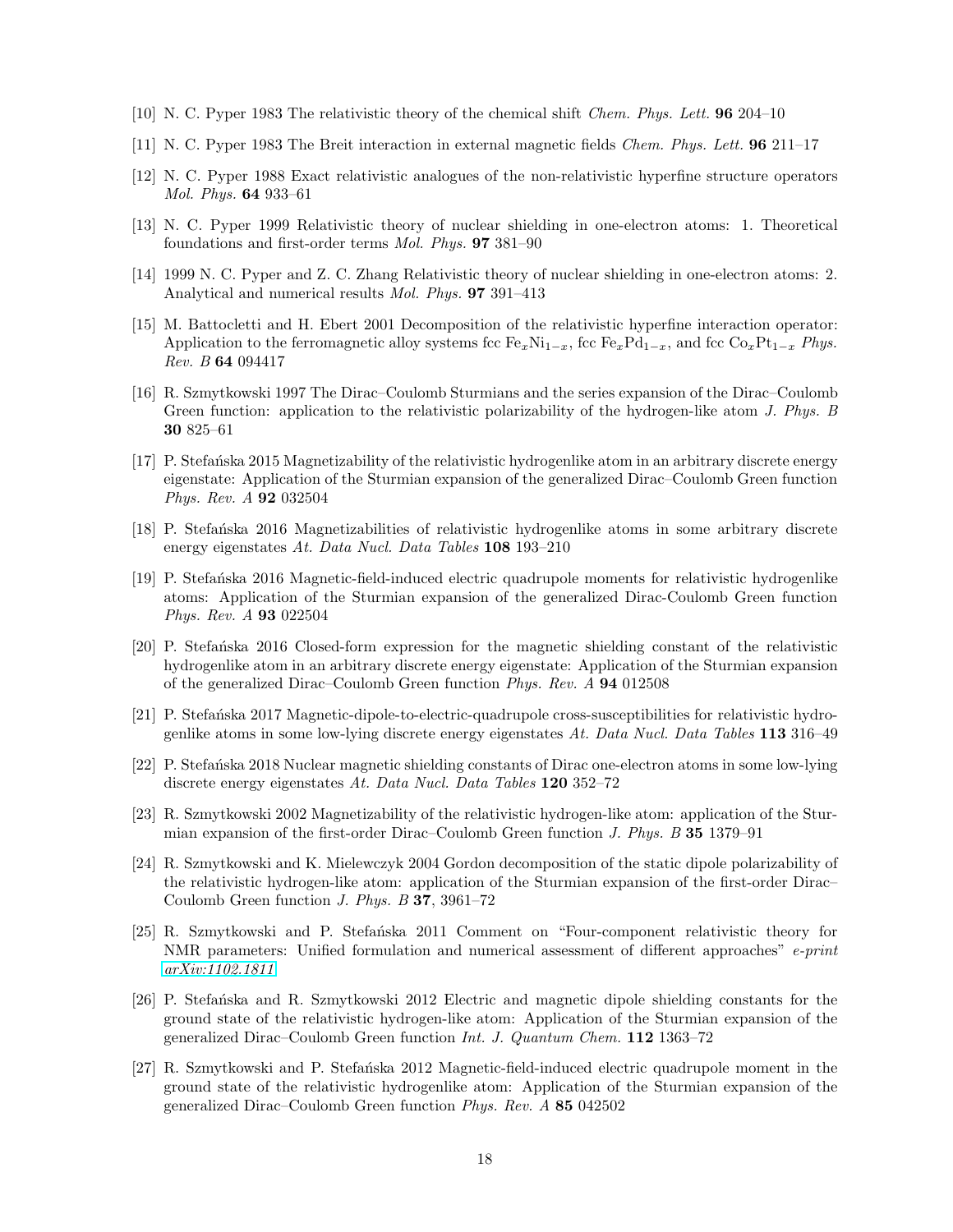[10] N. C. Pyper 1983 The relativistic theory of the chemical shift *Chem. Phys. Lett.* **96** 204–10

[11] N. C. Pyper 1983 The Breit interaction in external magnetic fields *Chem. Phys. Lett.* **96** 211–17

[12] N. C. Pyper 1988 Exact relativistic analogues of the non-relativistic hyperfine structure operators *Mol. Phys.* **64** 933–61

[13] N. C. Pyper 1999 Relativistic theory of nuclear shielding in one-electron atoms: 1. Theoretical foundations and first-order terms *Mol. Phys.* **97** 381–90

[14] 1999 N. C. Pyper and Z. C. Zhang Relativistic theory of nuclear shielding in one-electron atoms: 2. Analytical and numerical results *Mol. Phys.* **97** 391–413

[15] M. Battocletti and H. Ebert 2001 Decomposition of the relativistic hyperfine interaction operator: Application to the ferromagnetic alloy systems fcc $Fe_xNi_{1-x}$, fcc $Fe_xPd_{1-x}$, and fcc $Co_xPt_{1-x}$ *Phys. Rev. B* **64** 094417

[16] R. Szmytkowski 1997 The Dirac–Coulomb Sturmians and the series expansion of the Dirac–Coulomb Green function: application to the relativistic polarizability of the hydrogen-like atom *J. Phys. B* **30** 825–61

[17] P. Stefańska 2015 Magnetizability of the relativistic hydrogenlike atom in an arbitrary discrete energy eigenstate: Application of the Sturmian expansion of the generalized Dirac–Coulomb Green function *Phys. Rev. A* **92** 032504

[18] P. Stefańska 2016 Magnetizabilities of relativistic hydrogenlike atoms in some arbitrary discrete energy eigenstates *At. Data Nucl. Data Tables* **108** 193–210

[19] P. Stefańska 2016 Magnetic-field-induced electric quadrupole moments for relativistic hydrogenlike atoms: Application of the Sturmian expansion of the generalized Dirac-Coulomb Green function *Phys. Rev. A* **93** 022504

[20] P. Stefańska 2016 Closed-form expression for the magnetic shielding constant of the relativistic hydrogenlike atom in an arbitrary discrete energy eigenstate: Application of the Sturmian expansion of the generalized Dirac–Coulomb Green function *Phys. Rev. A* **94** 012508

[21] P. Stefańska 2017 Magnetic-dipole-to-electric-quadrupole cross-susceptibilities for relativistic hydrogenlike atoms in some low-lying discrete energy eigenstates *At. Data Nucl. Data Tables* **113** 316–49

[22] P. Stefańska 2018 Nuclear magnetic shielding constants of Dirac one-electron atoms in some low-lying discrete energy eigenstates *At. Data Nucl. Data Tables* **120** 352–72

[23] R. Szmytkowski 2002 Magnetizability of the relativistic hydrogen-like atom: application of the Sturmian expansion of the first-order Dirac–Coulomb Green function *J. Phys. B* **35** 1379–91

[24] R. Szmytkowski and K. Mielewczyk 2004 Gordon decomposition of the static dipole polarizability of the relativistic hydrogen-like atom: application of the Sturmian expansion of the first-order Dirac–Coulomb Green function *J. Phys. B* **37**, 3961–72

[25] R. Szmytkowski and P. Stefańska 2011 Comment on "Four-component relativistic theory for NMR parameters: Unified formulation and numerical assessment of different approaches" *e-print arXiv:1102.1811*

[26] P. Stefańska and R. Szmytkowski 2012 Electric and magnetic dipole shielding constants for the ground state of the relativistic hydrogen-like atom: Application of the Sturmian expansion of the generalized Dirac–Coulomb Green function *Int. J. Quantum Chem.* **112** 1363–72

[27] R. Szmytkowski and P. Stefańska 2012 Magnetic-field-induced electric quadrupole moment in the ground state of the relativistic hydrogenlike atom: Application of the Sturmian expansion of the generalized Dirac–Coulomb Green function *Phys. Rev. A* **85** 042502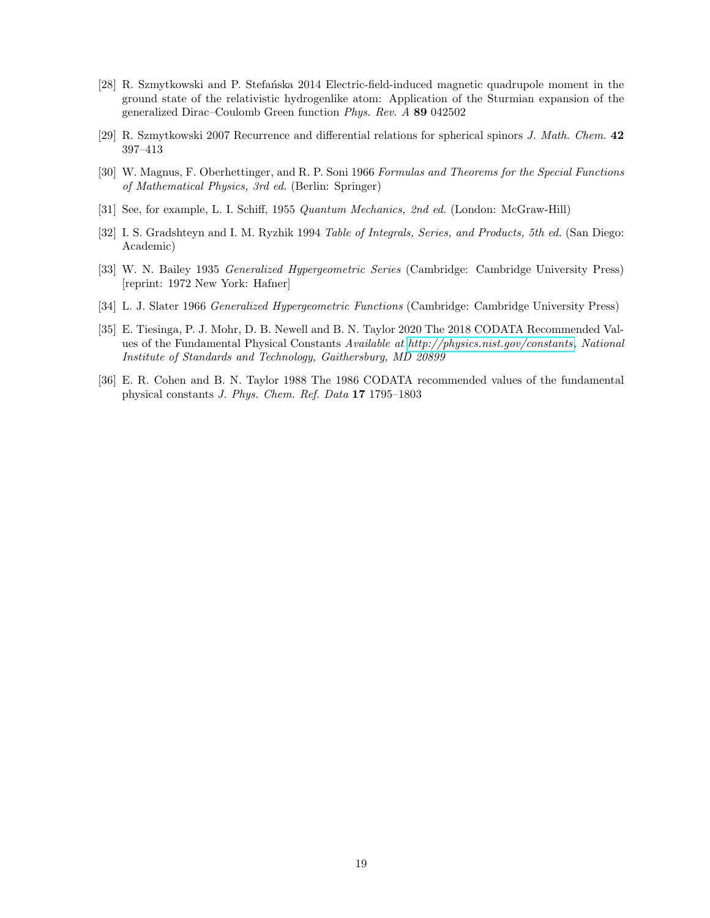[28] R. Szmytkowski and P. Stefańska 2014 Electric-field-induced magnetic quadrupole moment in the ground state of the relativistic hydrogenlike atom: Application of the Sturmian expansion of the generalized Dirac–Coulomb Green function *Phys. Rev. A* **89** 042502

[29] R. Szmytkowski 2007 Recurrence and differential relations for spherical spinors *J. Math. Chem.* **42** 397–413

[30] W. Magnus, F. Oberhettinger, and R. P. Soni 1966 *Formulas and Theorems for the Special Functions of Mathematical Physics, 3rd ed.* (Berlin: Springer)

[31] See, for example, L. I. Schiff, 1955 *Quantum Mechanics, 2nd ed.* (London: McGraw-Hill)

[32] I. S. Gradshteyn and I. M. Ryzhik 1994 *Table of Integrals, Series, and Products, 5th ed.* (San Diego: Academic)

[33] W. N. Bailey 1935 *Generalized Hypergeometric Series* (Cambridge: Cambridge University Press) [reprint: 1972 New York: Hafner]

[34] L. J. Slater 1966 *Generalized Hypergeometric Functions* (Cambridge: Cambridge University Press)

[35] E. Tiesinga, P. J. Mohr, D. B. Newell and B. N. Taylor 2020 The 2018 CODATA Recommended Values of the Fundamental Physical Constants *Available at http://physics.nist.gov/constants, National Institute of Standards and Technology, Gaithersburg, MD 20899*

[36] E. R. Cohen and B. N. Taylor 1988 The 1986 CODATA recommended values of the fundamental physical constants *J. Phys. Chem. Ref. Data* **17** 1795–1803